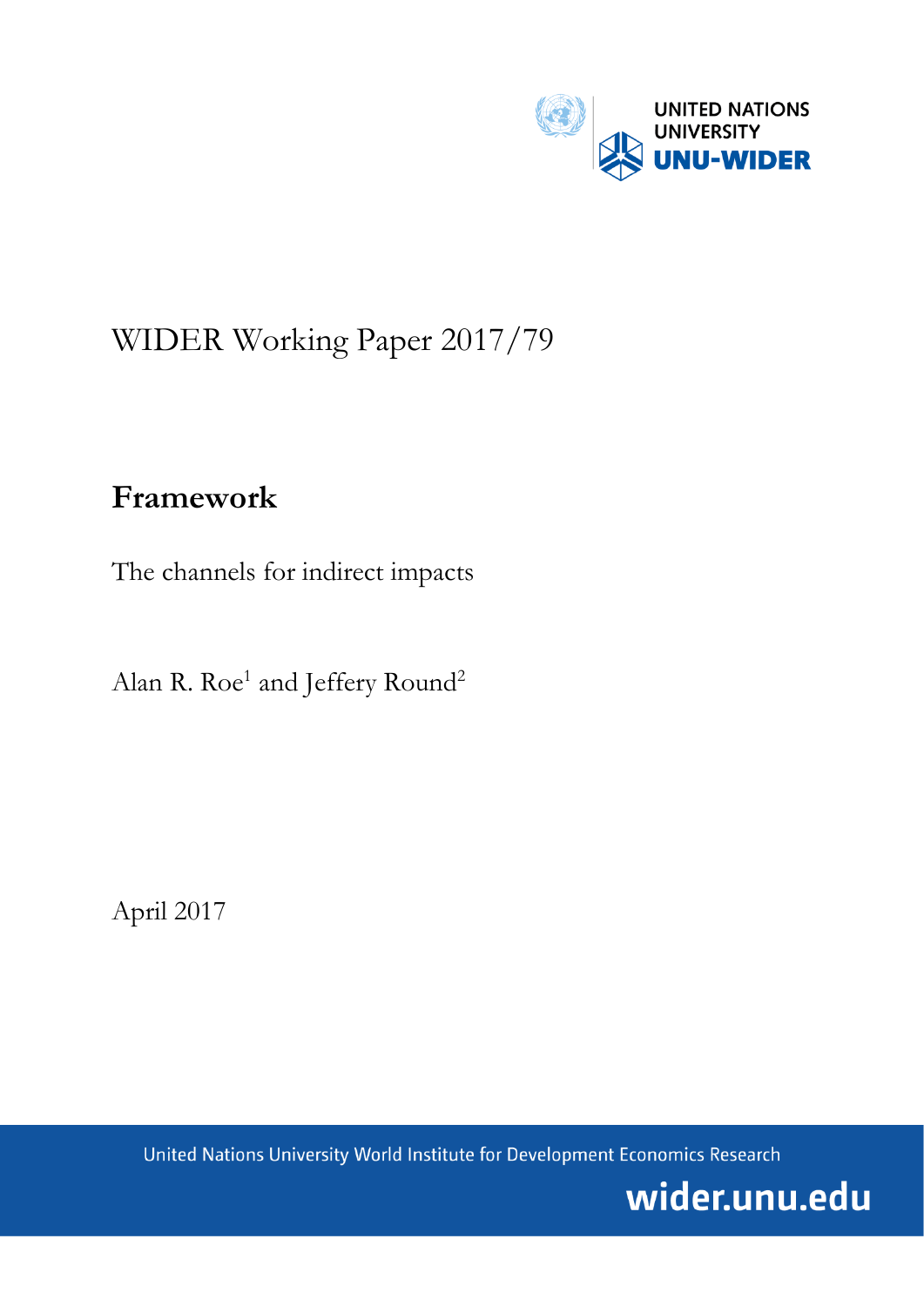UNITED NATIONS UNIVERSITY
UNU-WIDER

WIDER Working Paper 2017/79

# Framework

The channels for indirect impacts

Alan R. Roe[1] and Jeffery Round[2]

April 2017

United Nations University World Institute for Development Economics Research

wider.unu.edu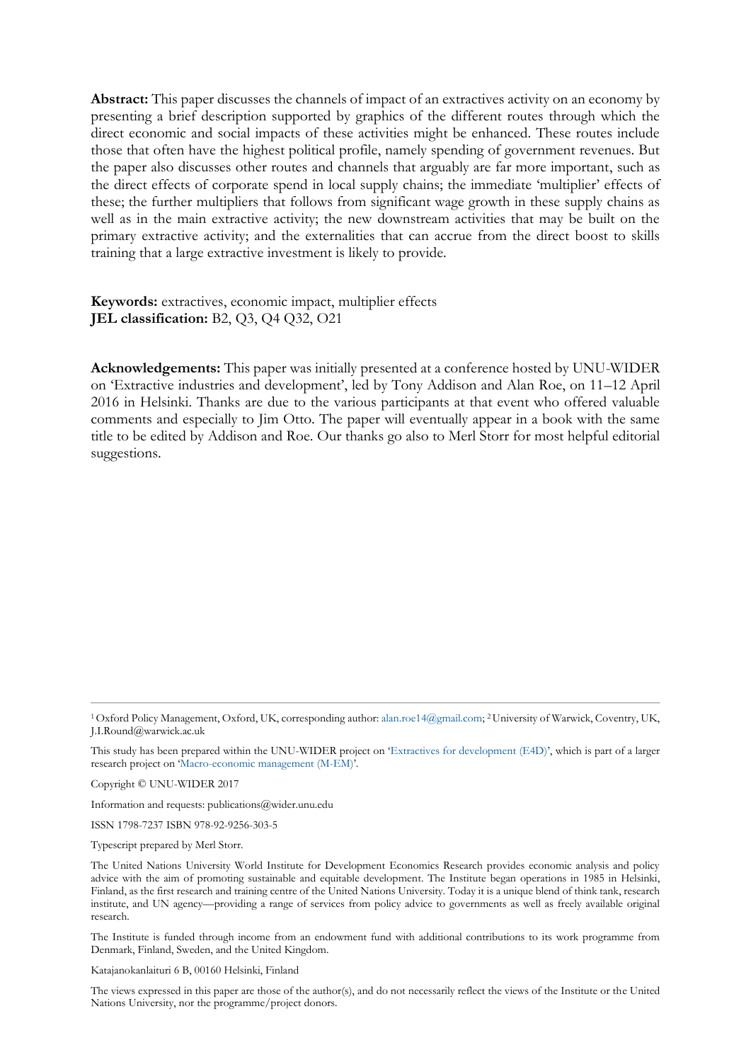**Abstract:** This paper discusses the channels of impact of an extractives activity on an economy by presenting a brief description supported by graphics of the different routes through which the direct economic and social impacts of these activities might be enhanced. These routes include those that often have the highest political profile, namely spending of government revenues. But the paper also discusses other routes and channels that arguably are far more important, such as the direct effects of corporate spend in local supply chains; the immediate 'multiplier' effects of these; the further multipliers that follows from significant wage growth in these supply chains as well as in the main extractive activity; the new downstream activities that may be built on the primary extractive activity; and the externalities that can accrue from the direct boost to skills training that a large extractive investment is likely to provide.

**Keywords:** extractives, economic impact, multiplier effects
**JEL classification:** B2, Q3, Q4 Q32, O21

**Acknowledgements:** This paper was initially presented at a conference hosted by UNU-WIDER on 'Extractive industries and development', led by Tony Addison and Alan Roe, on 11–12 April 2016 in Helsinki. Thanks are due to the various participants at that event who offered valuable comments and especially to Jim Otto. The paper will eventually appear in a book with the same title to be edited by Addison and Roe. Our thanks go also to Merl Storr for most helpful editorial suggestions.

---

[1] Oxford Policy Management, Oxford, UK, corresponding author: alan.roe14@gmail.com; [2] University of Warwick, Coventry, UK, J.I.Round@warwick.ac.uk

This study has been prepared within the UNU-WIDER project on 'Extractives for development (E4D)', which is part of a larger research project on 'Macro-economic management (M-EM)'.

Copyright © UNU-WIDER 2017

Information and requests: publications@wider.unu.edu

ISSN 1798-7237 ISBN 978-92-9256-303-5

Typescript prepared by Merl Storr.

The United Nations University World Institute for Development Economics Research provides economic analysis and policy advice with the aim of promoting sustainable and equitable development. The Institute began operations in 1985 in Helsinki, Finland, as the first research and training centre of the United Nations University. Today it is a unique blend of think tank, research institute, and UN agency—providing a range of services from policy advice to governments as well as freely available original research.

The Institute is funded through income from an endowment fund with additional contributions to its work programme from Denmark, Finland, Sweden, and the United Kingdom.

Katajanokanlaituri 6 B, 00160 Helsinki, Finland

The views expressed in this paper are those of the author(s), and do not necessarily reflect the views of the Institute or the United Nations University, nor the programme/project donors.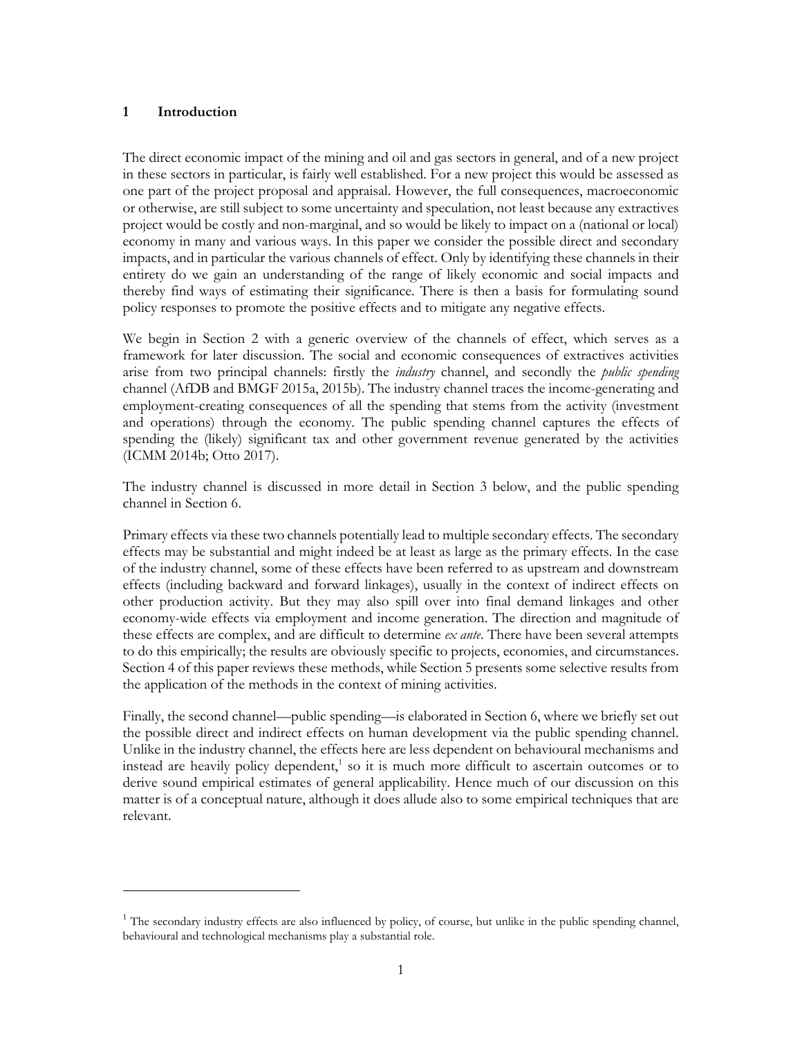## 1 Introduction

The direct economic impact of the mining and oil and gas sectors in general, and of a new project in these sectors in particular, is fairly well established. For a new project this would be assessed as one part of the project proposal and appraisal. However, the full consequences, macroeconomic or otherwise, are still subject to some uncertainty and speculation, not least because any extractives project would be costly and non-marginal, and so would be likely to impact on a (national or local) economy in many and various ways. In this paper we consider the possible direct and secondary impacts, and in particular the various channels of effect. Only by identifying these channels in their entirety do we gain an understanding of the range of likely economic and social impacts and thereby find ways of estimating their significance. There is then a basis for formulating sound policy responses to promote the positive effects and to mitigate any negative effects.

We begin in Section 2 with a generic overview of the channels of effect, which serves as a framework for later discussion. The social and economic consequences of extractives activities arise from two principal channels: firstly the *industry* channel, and secondly the *public spending* channel (AfDB and BMGF 2015a, 2015b). The industry channel traces the income-generating and employment-creating consequences of all the spending that stems from the activity (investment and operations) through the economy. The public spending channel captures the effects of spending the (likely) significant tax and other government revenue generated by the activities (ICMM 2014b; Otto 2017).

The industry channel is discussed in more detail in Section 3 below, and the public spending channel in Section 6.

Primary effects via these two channels potentially lead to multiple secondary effects. The secondary effects may be substantial and might indeed be at least as large as the primary effects. In the case of the industry channel, some of these effects have been referred to as upstream and downstream effects (including backward and forward linkages), usually in the context of indirect effects on other production activity. But they may also spill over into final demand linkages and other economy-wide effects via employment and income generation. The direction and magnitude of these effects are complex, and are difficult to determine *ex ante*. There have been several attempts to do this empirically; the results are obviously specific to projects, economies, and circumstances. Section 4 of this paper reviews these methods, while Section 5 presents some selective results from the application of the methods in the context of mining activities.

Finally, the second channel—public spending—is elaborated in Section 6, where we briefly set out the possible direct and indirect effects on human development via the public spending channel. Unlike in the industry channel, the effects here are less dependent on behavioural mechanisms and instead are heavily policy dependent,[1] so it is much more difficult to ascertain outcomes or to derive sound empirical estimates of general applicability. Hence much of our discussion on this matter is of a conceptual nature, although it does allude also to some empirical techniques that are relevant.

---

[1] The secondary industry effects are also influenced by policy, of course, but unlike in the public spending channel, behavioural and technological mechanisms play a substantial role.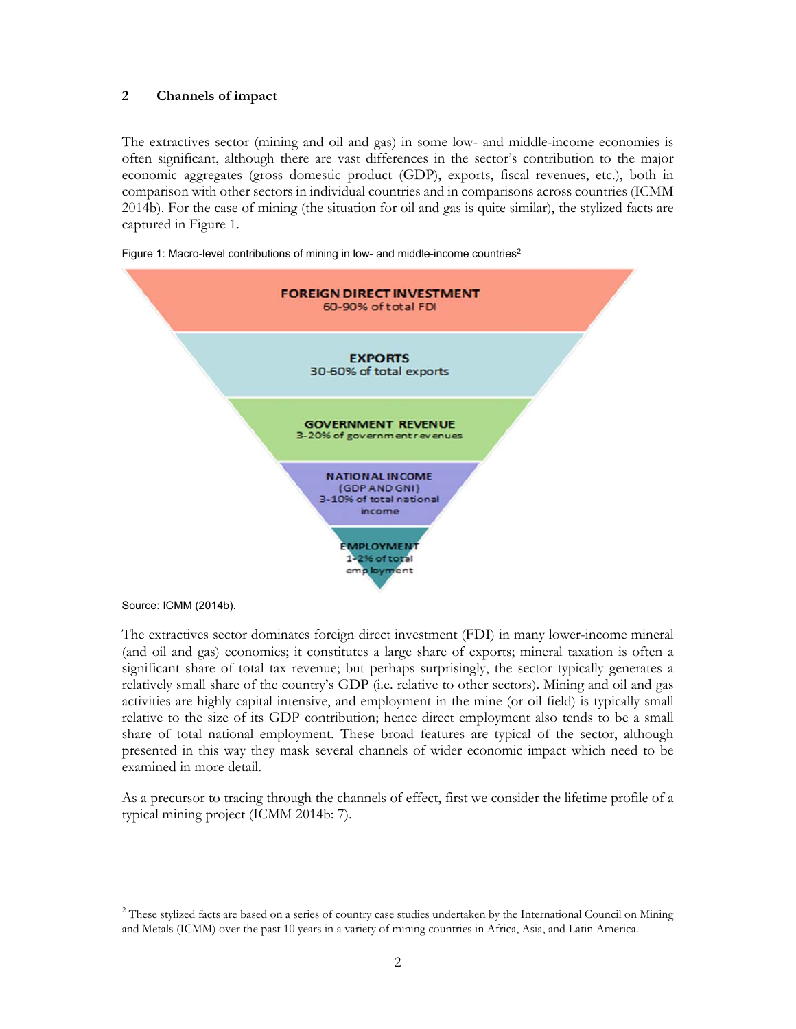## 2 Channels of impact

The extractives sector (mining and oil and gas) in some low- and middle-income economies is often significant, although there are vast differences in the sector's contribution to the major economic aggregates (gross domestic product (GDP), exports, fiscal revenues, etc.), both in comparison with other sectors in individual countries and in comparisons across countries (ICMM 2014b). For the case of mining (the situation for oil and gas is quite similar), the stylized facts are captured in Figure 1.

Figure 1: Macro-level contributions of mining in low- and middle-income countries[2]

FOREIGN DIRECT INVESTMENT
60-90% of total FDI

EXPORTS
30-60% of total exports

GOVERNMENT REVENUE
3-20% of government revenues

NATIONAL INCOME
(GDP AND GNI)
3-10% of total national income

EMPLOYMENT
1-2% of total employment

Source: ICMM (2014b).

The extractives sector dominates foreign direct investment (FDI) in many lower-income mineral (and oil and gas) economies; it constitutes a large share of exports; mineral taxation is often a significant share of total tax revenue; but perhaps surprisingly, the sector typically generates a relatively small share of the country's GDP (i.e. relative to other sectors). Mining and oil and gas activities are highly capital intensive, and employment in the mine (or oil field) is typically small relative to the size of its GDP contribution; hence direct employment also tends to be a small share of total national employment. These broad features are typical of the sector, although presented in this way they mask several channels of wider economic impact which need to be examined in more detail.

As a precursor to tracing through the channels of effect, first we consider the lifetime profile of a typical mining project (ICMM 2014b: 7).

[2] These stylized facts are based on a series of country case studies undertaken by the International Council on Mining and Metals (ICMM) over the past 10 years in a variety of mining countries in Africa, Asia, and Latin America.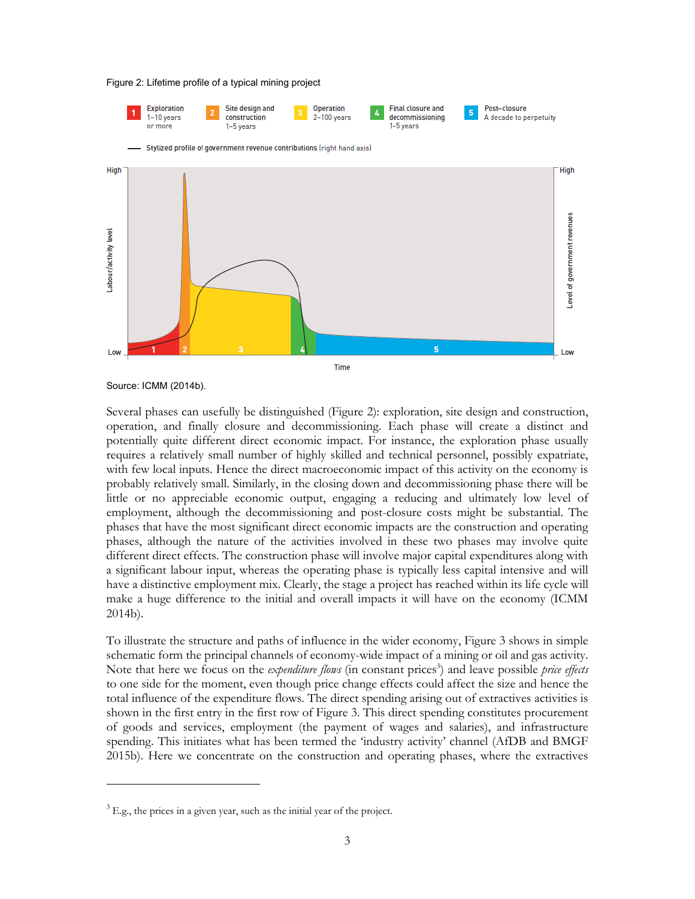Figure 2: Lifetime profile of a typical mining project

Source: ICMM (2014b).

Several phases can usefully be distinguished (Figure 2): exploration, site design and construction, operation, and finally closure and decommissioning. Each phase will create a distinct and potentially quite different direct economic impact. For instance, the exploration phase usually requires a relatively small number of highly skilled and technical personnel, possibly expatriate, with few local inputs. Hence the direct macroeconomic impact of this activity on the economy is probably relatively small. Similarly, in the closing down and decommissioning phase there will be little or no appreciable economic output, engaging a reducing and ultimately low level of employment, although the decommissioning and post-closure costs might be substantial. The phases that have the most significant direct economic impacts are the construction and operating phases, although the nature of the activities involved in these two phases may involve quite different direct effects. The construction phase will involve major capital expenditures along with a significant labour input, whereas the operating phase is typically less capital intensive and will have a distinctive employment mix. Clearly, the stage a project has reached within its life cycle will make a huge difference to the initial and overall impacts it will have on the economy (ICMM 2014b).

To illustrate the structure and paths of influence in the wider economy, Figure 3 shows in simple schematic form the principal channels of economy-wide impact of a mining or oil and gas activity. Note that here we focus on the *expenditure flows* (in constant prices[3]) and leave possible *price effects* to one side for the moment, even though price change effects could affect the size and hence the total influence of the expenditure flows. The direct spending arising out of extractives activities is shown in the first entry in the first row of Figure 3. This direct spending constitutes procurement of goods and services, employment (the payment of wages and salaries), and infrastructure spending. This initiates what has been termed the 'industry activity' channel (AfDB and BMGF 2015b). Here we concentrate on the construction and operating phases, where the extractives

[3] E.g., the prices in a given year, such as the initial year of the project.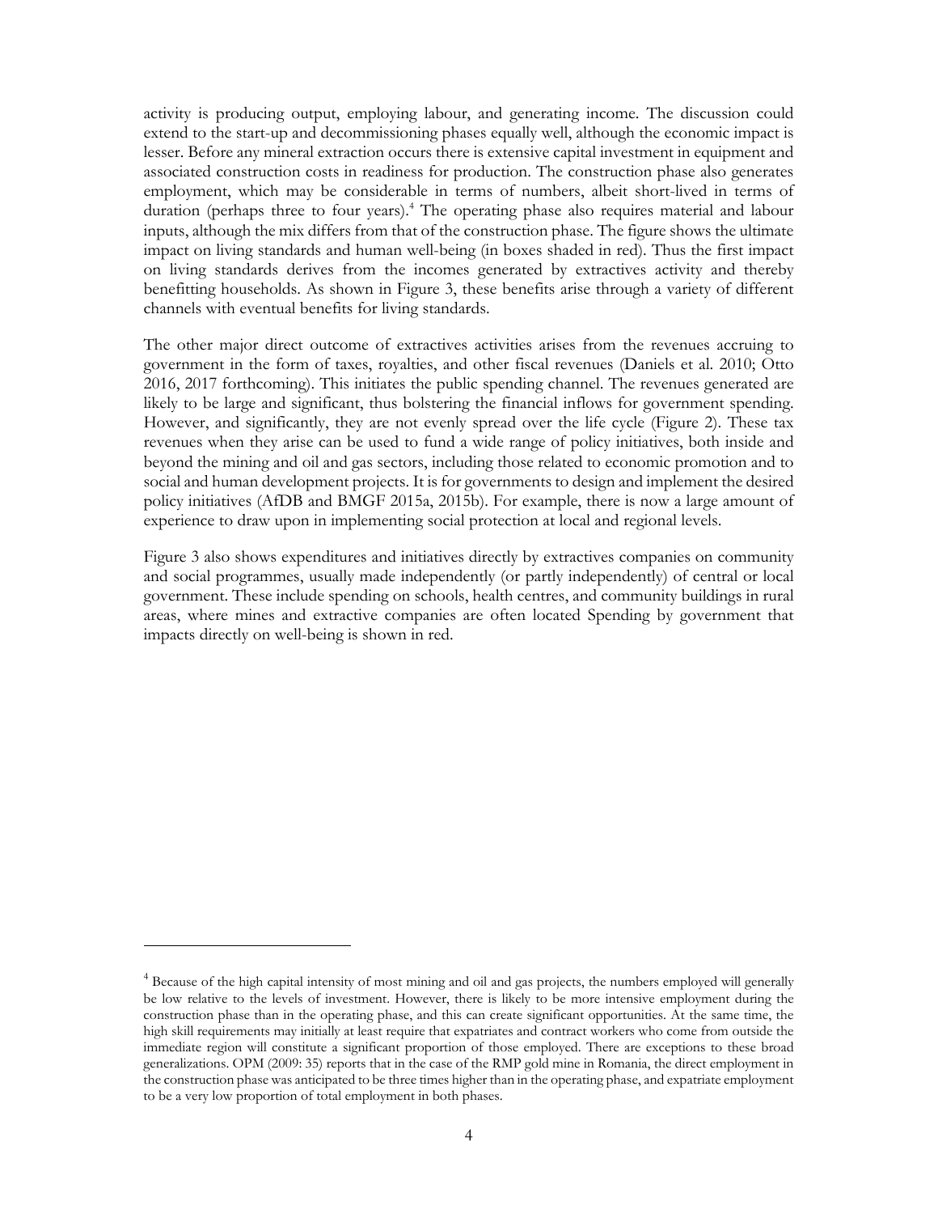activity is producing output, employing labour, and generating income. The discussion could extend to the start-up and decommissioning phases equally well, although the economic impact is lesser. Before any mineral extraction occurs there is extensive capital investment in equipment and associated construction costs in readiness for production. The construction phase also generates employment, which may be considerable in terms of numbers, albeit short-lived in terms of duration (perhaps three to four years).[4] The operating phase also requires material and labour inputs, although the mix differs from that of the construction phase. The figure shows the ultimate impact on living standards and human well-being (in boxes shaded in red). Thus the first impact on living standards derives from the incomes generated by extractives activity and thereby benefitting households. As shown in Figure 3, these benefits arise through a variety of different channels with eventual benefits for living standards.

The other major direct outcome of extractives activities arises from the revenues accruing to government in the form of taxes, royalties, and other fiscal revenues (Daniels et al. 2010; Otto 2016, 2017 forthcoming). This initiates the public spending channel. The revenues generated are likely to be large and significant, thus bolstering the financial inflows for government spending. However, and significantly, they are not evenly spread over the life cycle (Figure 2). These tax revenues when they arise can be used to fund a wide range of policy initiatives, both inside and beyond the mining and oil and gas sectors, including those related to economic promotion and to social and human development projects. It is for governments to design and implement the desired policy initiatives (AfDB and BMGF 2015a, 2015b). For example, there is now a large amount of experience to draw upon in implementing social protection at local and regional levels.

Figure 3 also shows expenditures and initiatives directly by extractives companies on community and social programmes, usually made independently (or partly independently) of central or local government. These include spending on schools, health centres, and community buildings in rural areas, where mines and extractive companies are often located Spending by government that impacts directly on well-being is shown in red.

---

[4] Because of the high capital intensity of most mining and oil and gas projects, the numbers employed will generally be low relative to the levels of investment. However, there is likely to be more intensive employment during the construction phase than in the operating phase, and this can create significant opportunities. At the same time, the high skill requirements may initially at least require that expatriates and contract workers who come from outside the immediate region will constitute a significant proportion of those employed. There are exceptions to these broad generalizations. OPM (2009: 35) reports that in the case of the RMP gold mine in Romania, the direct employment in the construction phase was anticipated to be three times higher than in the operating phase, and expatriate employment to be a very low proportion of total employment in both phases.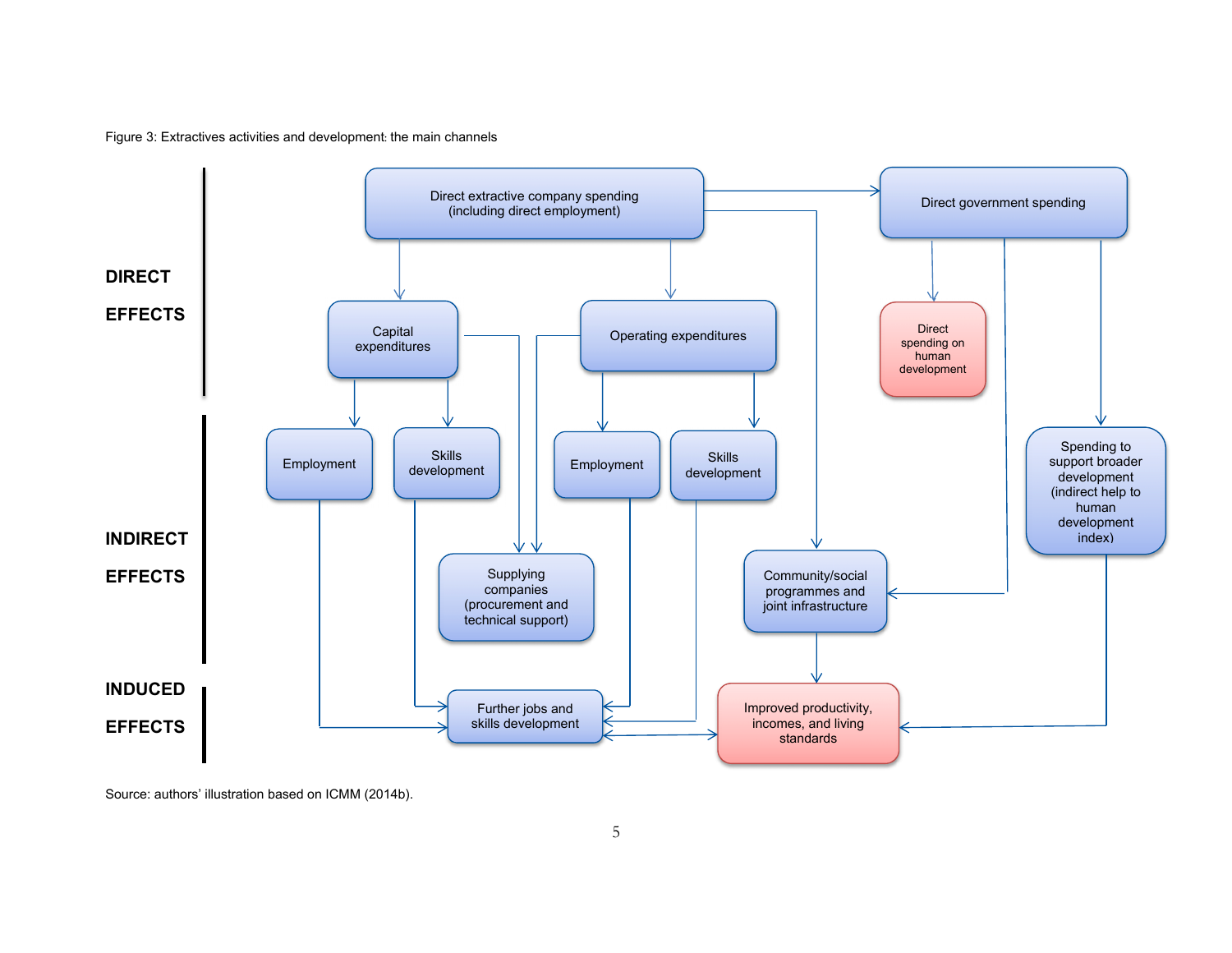Figure 3: Extractives activities and development: the main channels

| | |
|---|---|
| **DIRECT EFFECTS** | Direct extractive company spending (including direct employment); Direct government spending; Capital expenditures; Operating expenditures; Direct spending on human development |
| **INDIRECT EFFECTS** | Employment; Skills development; Employment; Skills development; Supplying companies (procurement and technical support); Community/social programmes and joint infrastructure; Spending to support broader development (indirect help to human development index) |
| **INDUCED EFFECTS** | Further jobs and skills development; Improved productivity, incomes, and living standards |

Source: authors' illustration based on ICMM (2014b).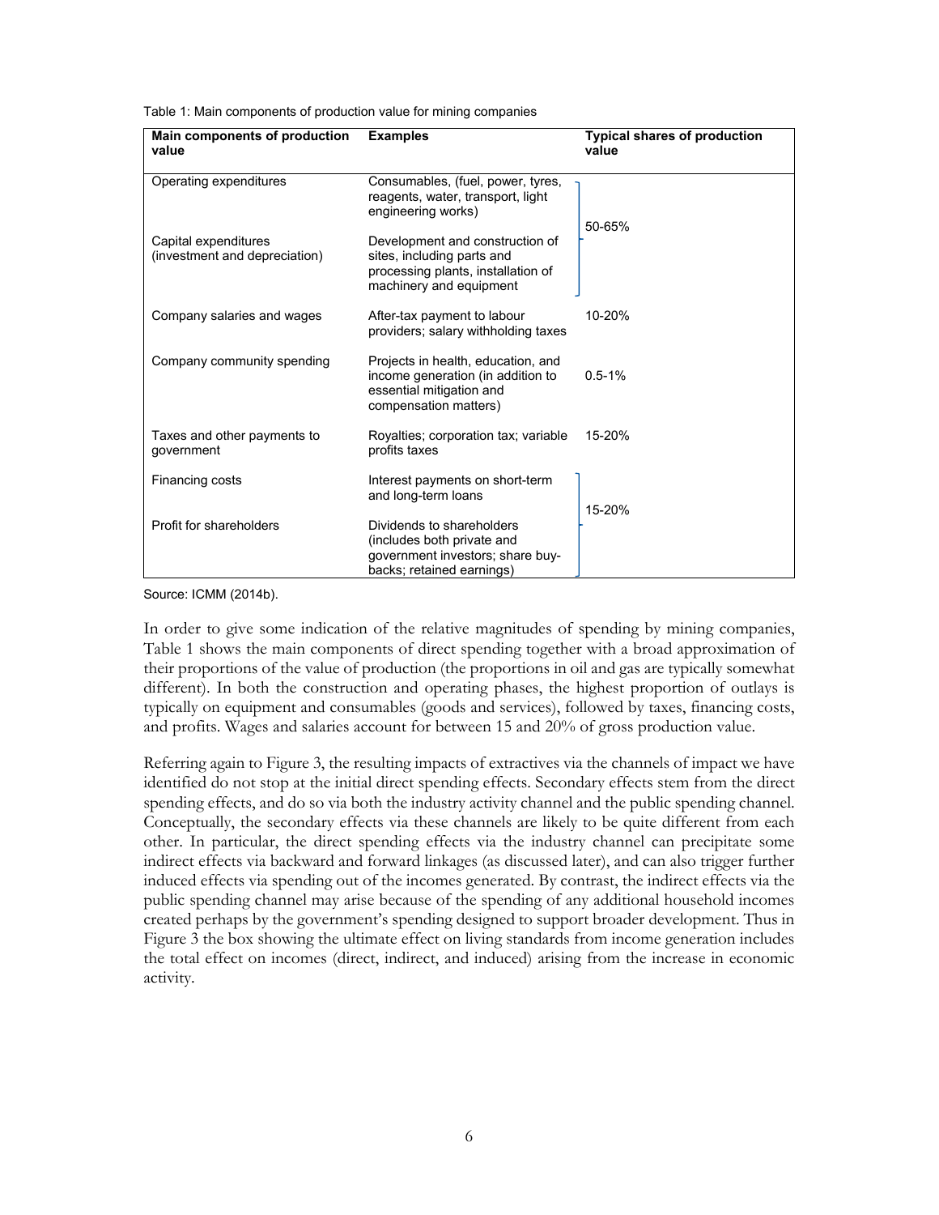Table 1: Main components of production value for mining companies

| Main components of production value | Examples | Typical shares of production value |
|---|---|---|
| Operating expenditures | Consumables, (fuel, power, tyres, reagents, water, transport, light engineering works) | 50-65% |
| Capital expenditures (investment and depreciation) | Development and construction of sites, including parts and processing plants, installation of machinery and equipment | |
| Company salaries and wages | After-tax payment to labour providers; salary withholding taxes | 10-20% |
| Company community spending | Projects in health, education, and income generation (in addition to essential mitigation and compensation matters) | 0.5-1% |
| Taxes and other payments to government | Royalties; corporation tax; variable profits taxes | 15-20% |
| Financing costs | Interest payments on short-term and long-term loans | 15-20% |
| Profit for shareholders | Dividends to shareholders (includes both private and government investors; share buy-backs; retained earnings) | |

Source: ICMM (2014b).

In order to give some indication of the relative magnitudes of spending by mining companies, Table 1 shows the main components of direct spending together with a broad approximation of their proportions of the value of production (the proportions in oil and gas are typically somewhat different). In both the construction and operating phases, the highest proportion of outlays is typically on equipment and consumables (goods and services), followed by taxes, financing costs, and profits. Wages and salaries account for between 15 and 20% of gross production value.

Referring again to Figure 3, the resulting impacts of extractives via the channels of impact we have identified do not stop at the initial direct spending effects. Secondary effects stem from the direct spending effects, and do so via both the industry activity channel and the public spending channel. Conceptually, the secondary effects via these channels are likely to be quite different from each other. In particular, the direct spending effects via the industry channel can precipitate some indirect effects via backward and forward linkages (as discussed later), and can also trigger further induced effects via spending out of the incomes generated. By contrast, the indirect effects via the public spending channel may arise because of the spending of any additional household incomes created perhaps by the government's spending designed to support broader development. Thus in Figure 3 the box showing the ultimate effect on living standards from income generation includes the total effect on incomes (direct, indirect, and induced) arising from the increase in economic activity.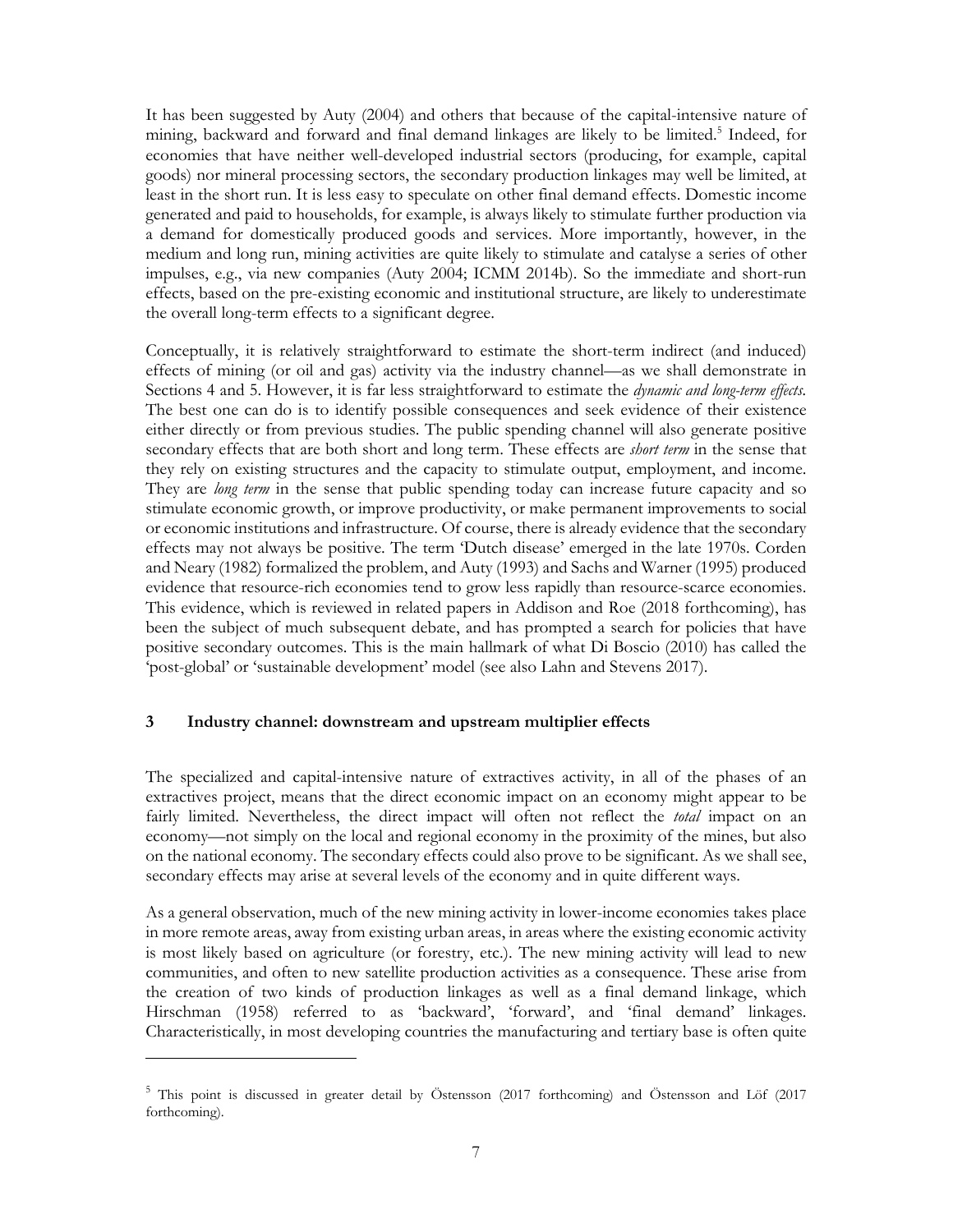It has been suggested by Auty (2004) and others that because of the capital-intensive nature of mining, backward and forward and final demand linkages are likely to be limited.[5] Indeed, for economies that have neither well-developed industrial sectors (producing, for example, capital goods) nor mineral processing sectors, the secondary production linkages may well be limited, at least in the short run. It is less easy to speculate on other final demand effects. Domestic income generated and paid to households, for example, is always likely to stimulate further production via a demand for domestically produced goods and services. More importantly, however, in the medium and long run, mining activities are quite likely to stimulate and catalyse a series of other impulses, e.g., via new companies (Auty 2004; ICMM 2014b). So the immediate and short-run effects, based on the pre-existing economic and institutional structure, are likely to underestimate the overall long-term effects to a significant degree.

Conceptually, it is relatively straightforward to estimate the short-term indirect (and induced) effects of mining (or oil and gas) activity via the industry channel—as we shall demonstrate in Sections 4 and 5. However, it is far less straightforward to estimate the *dynamic and long-term effects*. The best one can do is to identify possible consequences and seek evidence of their existence either directly or from previous studies. The public spending channel will also generate positive secondary effects that are both short and long term. These effects are *short term* in the sense that they rely on existing structures and the capacity to stimulate output, employment, and income. They are *long term* in the sense that public spending today can increase future capacity and so stimulate economic growth, or improve productivity, or make permanent improvements to social or economic institutions and infrastructure. Of course, there is already evidence that the secondary effects may not always be positive. The term 'Dutch disease' emerged in the late 1970s. Corden and Neary (1982) formalized the problem, and Auty (1993) and Sachs and Warner (1995) produced evidence that resource-rich economies tend to grow less rapidly than resource-scarce economies. This evidence, which is reviewed in related papers in Addison and Roe (2018 forthcoming), has been the subject of much subsequent debate, and has prompted a search for policies that have positive secondary outcomes. This is the main hallmark of what Di Boscio (2010) has called the 'post-global' or 'sustainable development' model (see also Lahn and Stevens 2017).

## 3 Industry channel: downstream and upstream multiplier effects

The specialized and capital-intensive nature of extractives activity, in all of the phases of an extractives project, means that the direct economic impact on an economy might appear to be fairly limited. Nevertheless, the direct impact will often not reflect the *total* impact on an economy—not simply on the local and regional economy in the proximity of the mines, but also on the national economy. The secondary effects could also prove to be significant. As we shall see, secondary effects may arise at several levels of the economy and in quite different ways.

As a general observation, much of the new mining activity in lower-income economies takes place in more remote areas, away from existing urban areas, in areas where the existing economic activity is most likely based on agriculture (or forestry, etc.). The new mining activity will lead to new communities, and often to new satellite production activities as a consequence. These arise from the creation of two kinds of production linkages as well as a final demand linkage, which Hirschman (1958) referred to as 'backward', 'forward', and 'final demand' linkages. Characteristically, in most developing countries the manufacturing and tertiary base is often quite

---

[5] This point is discussed in greater detail by Östensson (2017 forthcoming) and Östensson and Löf (2017 forthcoming).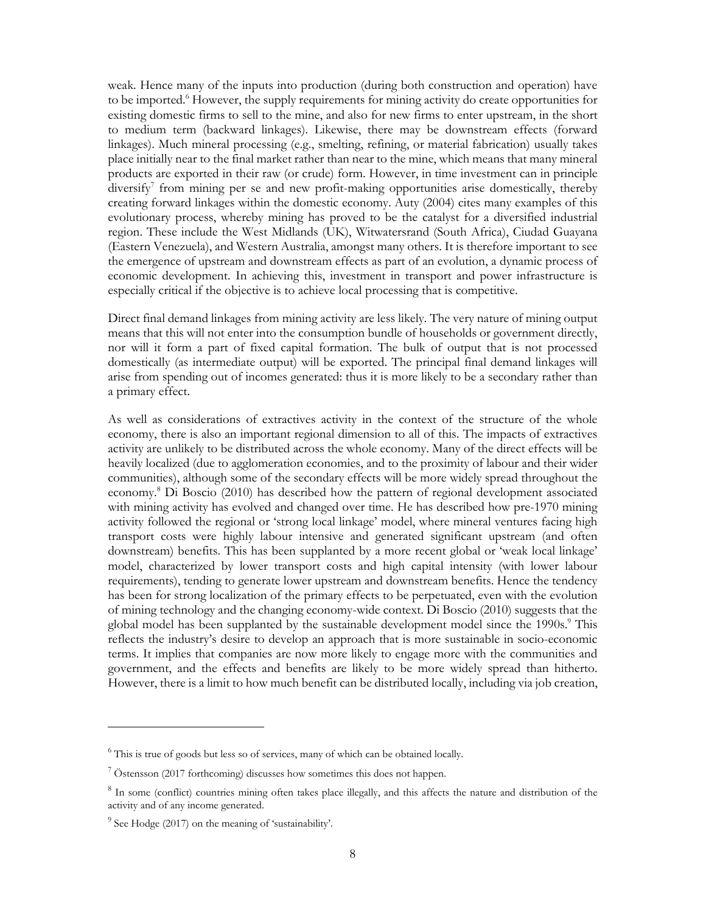weak. Hence many of the inputs into production (during both construction and operation) have to be imported.[6] However, the supply requirements for mining activity do create opportunities for existing domestic firms to sell to the mine, and also for new firms to enter upstream, in the short to medium term (backward linkages). Likewise, there may be downstream effects (forward linkages). Much mineral processing (e.g., smelting, refining, or material fabrication) usually takes place initially near to the final market rather than near to the mine, which means that many mineral products are exported in their raw (or crude) form. However, in time investment can in principle diversify[7] from mining per se and new profit-making opportunities arise domestically, thereby creating forward linkages within the domestic economy. Auty (2004) cites many examples of this evolutionary process, whereby mining has proved to be the catalyst for a diversified industrial region. These include the West Midlands (UK), Witwatersrand (South Africa), Ciudad Guayana (Eastern Venezuela), and Western Australia, amongst many others. It is therefore important to see the emergence of upstream and downstream effects as part of an evolution, a dynamic process of economic development. In achieving this, investment in transport and power infrastructure is especially critical if the objective is to achieve local processing that is competitive.

Direct final demand linkages from mining activity are less likely. The very nature of mining output means that this will not enter into the consumption bundle of households or government directly, nor will it form a part of fixed capital formation. The bulk of output that is not processed domestically (as intermediate output) will be exported. The principal final demand linkages will arise from spending out of incomes generated: thus it is more likely to be a secondary rather than a primary effect.

As well as considerations of extractives activity in the context of the structure of the whole economy, there is also an important regional dimension to all of this. The impacts of extractives activity are unlikely to be distributed across the whole economy. Many of the direct effects will be heavily localized (due to agglomeration economies, and to the proximity of labour and their wider communities), although some of the secondary effects will be more widely spread throughout the economy.[8] Di Boscio (2010) has described how the pattern of regional development associated with mining activity has evolved and changed over time. He has described how pre-1970 mining activity followed the regional or 'strong local linkage' model, where mineral ventures facing high transport costs were highly labour intensive and generated significant upstream (and often downstream) benefits. This has been supplanted by a more recent global or 'weak local linkage' model, characterized by lower transport costs and high capital intensity (with lower labour requirements), tending to generate lower upstream and downstream benefits. Hence the tendency has been for strong localization of the primary effects to be perpetuated, even with the evolution of mining technology and the changing economy-wide context. Di Boscio (2010) suggests that the global model has been supplanted by the sustainable development model since the 1990s.[9] This reflects the industry's desire to develop an approach that is more sustainable in socio-economic terms. It implies that companies are now more likely to engage more with the communities and government, and the effects and benefits are likely to be more widely spread than hitherto. However, there is a limit to how much benefit can be distributed locally, including via job creation,

---

[6] This is true of goods but less so of services, many of which can be obtained locally.

[7] Östensson (2017 forthcoming) discusses how sometimes this does not happen.

[8] In some (conflict) countries mining often takes place illegally, and this affects the nature and distribution of the activity and of any income generated.

[9] See Hodge (2017) on the meaning of 'sustainability'.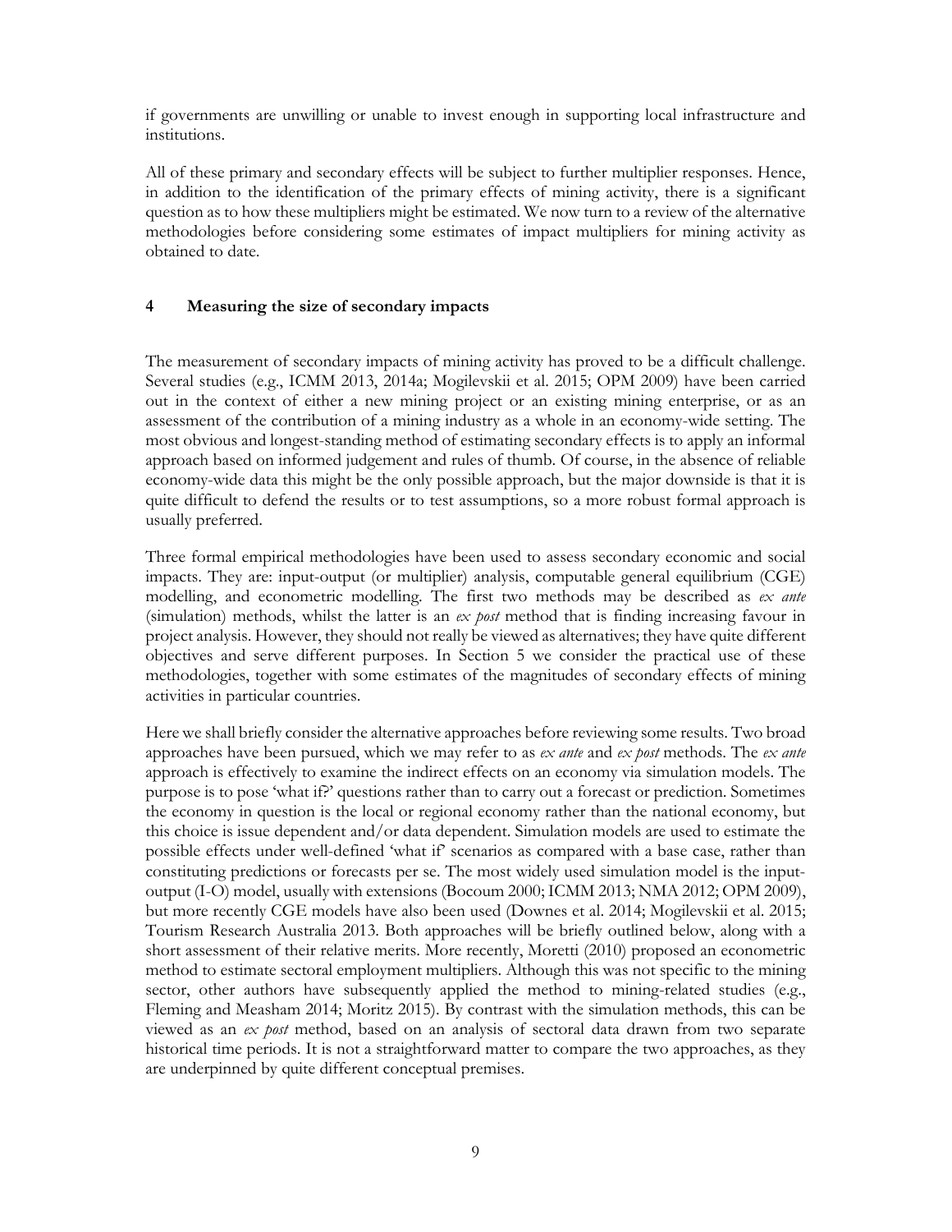if governments are unwilling or unable to invest enough in supporting local infrastructure and institutions.

All of these primary and secondary effects will be subject to further multiplier responses. Hence, in addition to the identification of the primary effects of mining activity, there is a significant question as to how these multipliers might be estimated. We now turn to a review of the alternative methodologies before considering some estimates of impact multipliers for mining activity as obtained to date.

## 4 Measuring the size of secondary impacts

The measurement of secondary impacts of mining activity has proved to be a difficult challenge. Several studies (e.g., ICMM 2013, 2014a; Mogilevskii et al. 2015; OPM 2009) have been carried out in the context of either a new mining project or an existing mining enterprise, or as an assessment of the contribution of a mining industry as a whole in an economy-wide setting. The most obvious and longest-standing method of estimating secondary effects is to apply an informal approach based on informed judgement and rules of thumb. Of course, in the absence of reliable economy-wide data this might be the only possible approach, but the major downside is that it is quite difficult to defend the results or to test assumptions, so a more robust formal approach is usually preferred.

Three formal empirical methodologies have been used to assess secondary economic and social impacts. They are: input-output (or multiplier) analysis, computable general equilibrium (CGE) modelling, and econometric modelling. The first two methods may be described as *ex ante* (simulation) methods, whilst the latter is an *ex post* method that is finding increasing favour in project analysis. However, they should not really be viewed as alternatives; they have quite different objectives and serve different purposes. In Section 5 we consider the practical use of these methodologies, together with some estimates of the magnitudes of secondary effects of mining activities in particular countries.

Here we shall briefly consider the alternative approaches before reviewing some results. Two broad approaches have been pursued, which we may refer to as *ex ante* and *ex post* methods. The *ex ante* approach is effectively to examine the indirect effects on an economy via simulation models. The purpose is to pose 'what if?' questions rather than to carry out a forecast or prediction. Sometimes the economy in question is the local or regional economy rather than the national economy, but this choice is issue dependent and/or data dependent. Simulation models are used to estimate the possible effects under well-defined 'what if' scenarios as compared with a base case, rather than constituting predictions or forecasts per se. The most widely used simulation model is the input-output (I-O) model, usually with extensions (Bocoum 2000; ICMM 2013; NMA 2012; OPM 2009), but more recently CGE models have also been used (Downes et al. 2014; Mogilevskii et al. 2015; Tourism Research Australia 2013. Both approaches will be briefly outlined below, along with a short assessment of their relative merits. More recently, Moretti (2010) proposed an econometric method to estimate sectoral employment multipliers. Although this was not specific to the mining sector, other authors have subsequently applied the method to mining-related studies (e.g., Fleming and Measham 2014; Moritz 2015). By contrast with the simulation methods, this can be viewed as an *ex post* method, based on an analysis of sectoral data drawn from two separate historical time periods. It is not a straightforward matter to compare the two approaches, as they are underpinned by quite different conceptual premises.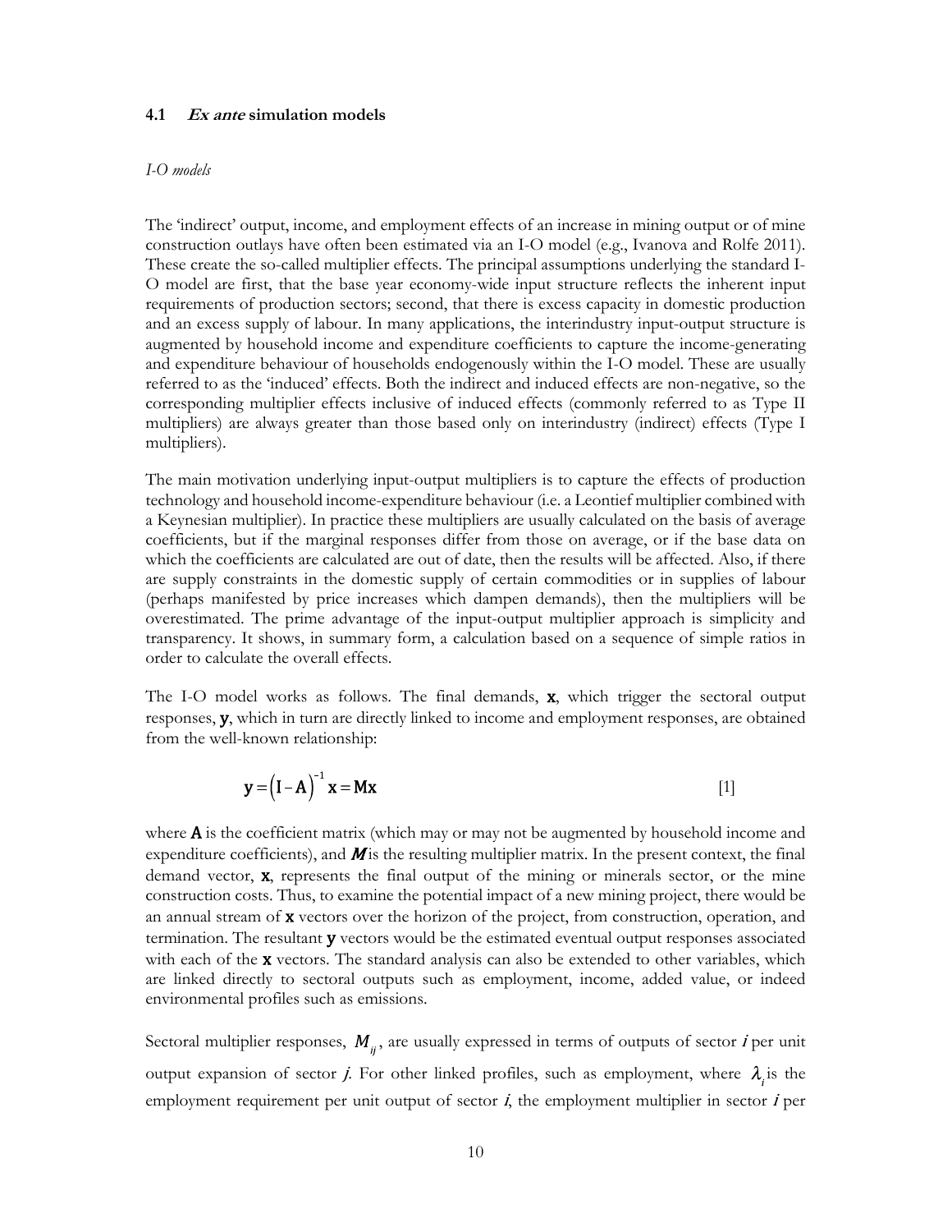### 4.1 *Ex ante* simulation models

*I-O models*

The 'indirect' output, income, and employment effects of an increase in mining output or of mine construction outlays have often been estimated via an I-O model (e.g., Ivanova and Rolfe 2011). These create the so-called multiplier effects. The principal assumptions underlying the standard I-O model are first, that the base year economy-wide input structure reflects the inherent input requirements of production sectors; second, that there is excess capacity in domestic production and an excess supply of labour. In many applications, the interindustry input-output structure is augmented by household income and expenditure coefficients to capture the income-generating and expenditure behaviour of households endogenously within the I-O model. These are usually referred to as the 'induced' effects. Both the indirect and induced effects are non-negative, so the corresponding multiplier effects inclusive of induced effects (commonly referred to as Type II multipliers) are always greater than those based only on interindustry (indirect) effects (Type I multipliers).

The main motivation underlying input-output multipliers is to capture the effects of production technology and household income-expenditure behaviour (i.e. a Leontief multiplier combined with a Keynesian multiplier). In practice these multipliers are usually calculated on the basis of average coefficients, but if the marginal responses differ from those on average, or if the base data on which the coefficients are calculated are out of date, then the results will be affected. Also, if there are supply constraints in the domestic supply of certain commodities or in supplies of labour (perhaps manifested by price increases which dampen demands), then the multipliers will be overestimated. The prime advantage of the input-output multiplier approach is simplicity and transparency. It shows, in summary form, a calculation based on a sequence of simple ratios in order to calculate the overall effects.

The I-O model works as follows. The final demands, $\mathbf{x}$, which trigger the sectoral output responses, $\mathbf{y}$, which in turn are directly linked to income and employment responses, are obtained from the well-known relationship:

$$\mathbf{y} = \left(\mathbf{I} - \mathbf{A}\right)^{-1} \mathbf{x} = \mathbf{M}\mathbf{x} \qquad [1]$$

where $\mathbf{A}$ is the coefficient matrix (which may or may not be augmented by household income and expenditure coefficients), and $\boldsymbol{M}$ is the resulting multiplier matrix. In the present context, the final demand vector, $\mathbf{x}$, represents the final output of the mining or minerals sector, or the mine construction costs. Thus, to examine the potential impact of a new mining project, there would be an annual stream of $\mathbf{x}$ vectors over the horizon of the project, from construction, operation, and termination. The resultant $\mathbf{y}$ vectors would be the estimated eventual output responses associated with each of the $\mathbf{x}$ vectors. The standard analysis can also be extended to other variables, which are linked directly to sectoral outputs such as employment, income, added value, or indeed environmental profiles such as emissions.

Sectoral multiplier responses, $M_{ij}$, are usually expressed in terms of outputs of sector $i$ per unit output expansion of sector $j$. For other linked profiles, such as employment, where $\lambda_i$ is the employment requirement per unit output of sector $i$, the employment multiplier in sector $i$ per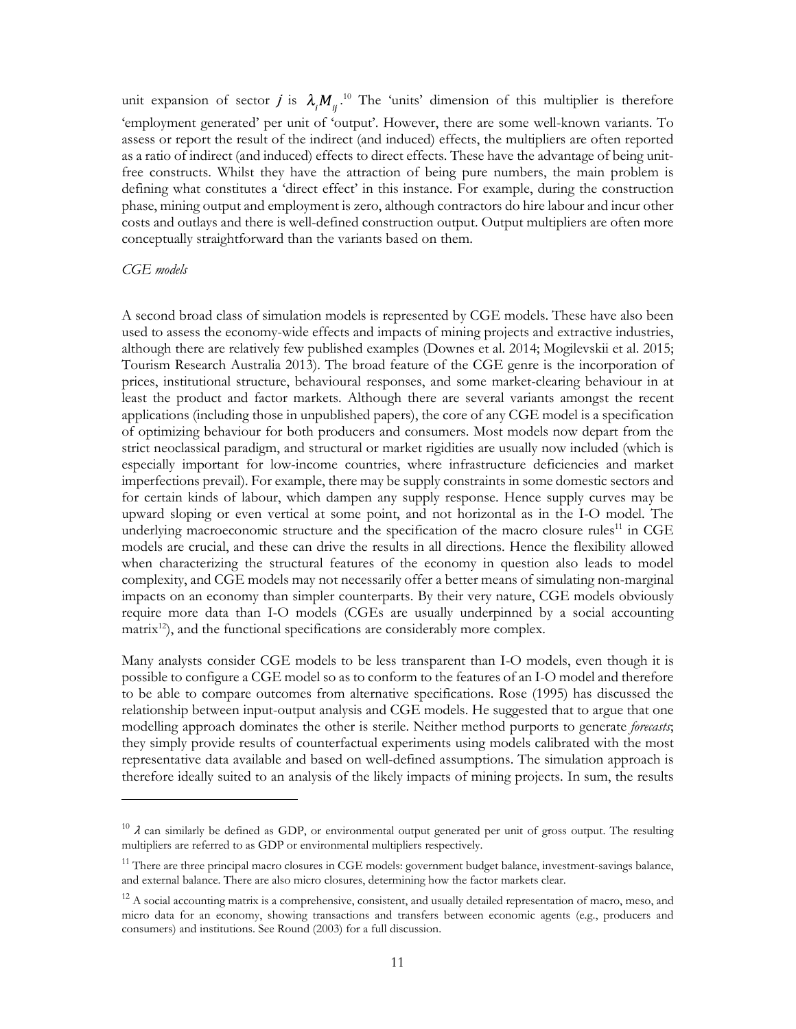unit expansion of sector $j$ is $\lambda_i M_{ij}$.[10] The 'units' dimension of this multiplier is therefore 'employment generated' per unit of 'output'. However, there are some well-known variants. To assess or report the result of the indirect (and induced) effects, the multipliers are often reported as a ratio of indirect (and induced) effects to direct effects. These have the advantage of being unit-free constructs. Whilst they have the attraction of being pure numbers, the main problem is defining what constitutes a 'direct effect' in this instance. For example, during the construction phase, mining output and employment is zero, although contractors do hire labour and incur other costs and outlays and there is well-defined construction output. Output multipliers are often more conceptually straightforward than the variants based on them.

*CGE models*

A second broad class of simulation models is represented by CGE models. These have also been used to assess the economy-wide effects and impacts of mining projects and extractive industries, although there are relatively few published examples (Downes et al. 2014; Mogilevskii et al. 2015; Tourism Research Australia 2013). The broad feature of the CGE genre is the incorporation of prices, institutional structure, behavioural responses, and some market-clearing behaviour in at least the product and factor markets. Although there are several variants amongst the recent applications (including those in unpublished papers), the core of any CGE model is a specification of optimizing behaviour for both producers and consumers. Most models now depart from the strict neoclassical paradigm, and structural or market rigidities are usually now included (which is especially important for low-income countries, where infrastructure deficiencies and market imperfections prevail). For example, there may be supply constraints in some domestic sectors and for certain kinds of labour, which dampen any supply response. Hence supply curves may be upward sloping or even vertical at some point, and not horizontal as in the I-O model. The underlying macroeconomic structure and the specification of the macro closure rules[11] in CGE models are crucial, and these can drive the results in all directions. Hence the flexibility allowed when characterizing the structural features of the economy in question also leads to model complexity, and CGE models may not necessarily offer a better means of simulating non-marginal impacts on an economy than simpler counterparts. By their very nature, CGE models obviously require more data than I-O models (CGEs are usually underpinned by a social accounting matrix[12]), and the functional specifications are considerably more complex.

Many analysts consider CGE models to be less transparent than I-O models, even though it is possible to configure a CGE model so as to conform to the features of an I-O model and therefore to be able to compare outcomes from alternative specifications. Rose (1995) has discussed the relationship between input-output analysis and CGE models. He suggested that to argue that one modelling approach dominates the other is sterile. Neither method purports to generate *forecasts*; they simply provide results of counterfactual experiments using models calibrated with the most representative data available and based on well-defined assumptions. The simulation approach is therefore ideally suited to an analysis of the likely impacts of mining projects. In sum, the results

---

[10] $\lambda$ can similarly be defined as GDP, or environmental output generated per unit of gross output. The resulting multipliers are referred to as GDP or environmental multipliers respectively.

[11] There are three principal macro closures in CGE models: government budget balance, investment-savings balance, and external balance. There are also micro closures, determining how the factor markets clear.

[12] A social accounting matrix is a comprehensive, consistent, and usually detailed representation of macro, meso, and micro data for an economy, showing transactions and transfers between economic agents (e.g., producers and consumers) and institutions. See Round (2003) for a full discussion.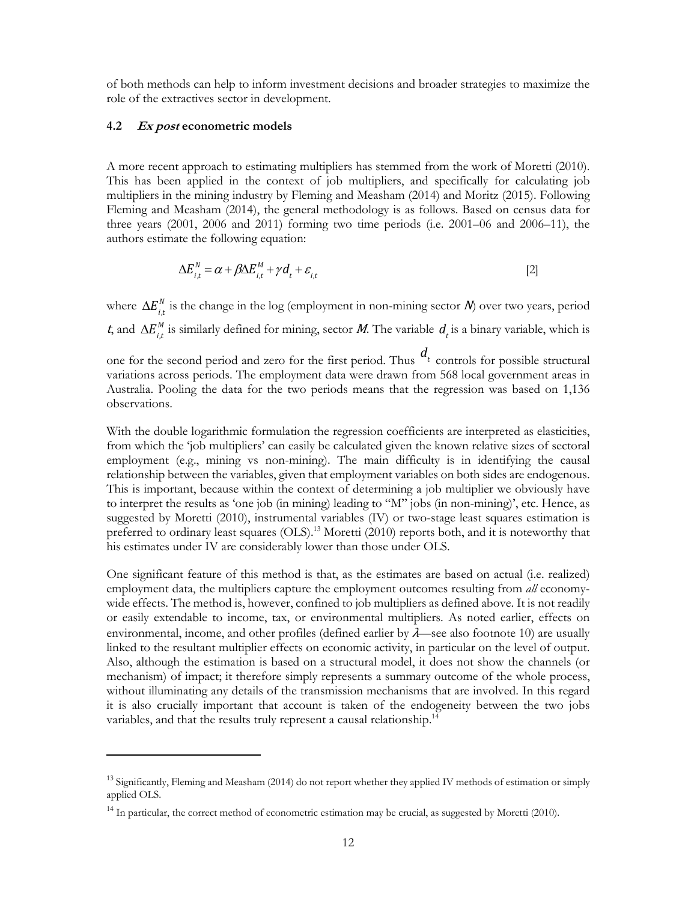of both methods can help to inform investment decisions and broader strategies to maximize the role of the extractives sector in development.

### 4.2 *Ex post* econometric models

A more recent approach to estimating multipliers has stemmed from the work of Moretti (2010). This has been applied in the context of job multipliers, and specifically for calculating job multipliers in the mining industry by Fleming and Measham (2014) and Moritz (2015). Following Fleming and Measham (2014), the general methodology is as follows. Based on census data for three years (2001, 2006 and 2011) forming two time periods (i.e. 2001–06 and 2006–11), the authors estimate the following equation:

$$\Delta E_{i,t}^{N} = \alpha + \beta \Delta E_{i,t}^{M} + \gamma d_t + \varepsilon_{i,t} \qquad [2]$$

where $\Delta E_{i,t}^{N}$ is the change in the log (employment in non-mining sector *N*) over two years, period *t*, and $\Delta E_{i,t}^{M}$ is similarly defined for mining, sector *M*. The variable $d_t$ is a binary variable, which is one for the second period and zero for the first period. Thus $d_t$ controls for possible structural variations across periods. The employment data were drawn from 568 local government areas in Australia. Pooling the data for the two periods means that the regression was based on 1,136 observations.

With the double logarithmic formulation the regression coefficients are interpreted as elasticities, from which the 'job multipliers' can easily be calculated given the known relative sizes of sectoral employment (e.g., mining vs non-mining). The main difficulty is in identifying the causal relationship between the variables, given that employment variables on both sides are endogenous. This is important, because within the context of determining a job multiplier we obviously have to interpret the results as 'one job (in mining) leading to "M" jobs (in non-mining)', etc. Hence, as suggested by Moretti (2010), instrumental variables (IV) or two-stage least squares estimation is preferred to ordinary least squares (OLS).[13] Moretti (2010) reports both, and it is noteworthy that his estimates under IV are considerably lower than those under OLS.

One significant feature of this method is that, as the estimates are based on actual (i.e. realized) employment data, the multipliers capture the employment outcomes resulting from *all* economy-wide effects. The method is, however, confined to job multipliers as defined above. It is not readily or easily extendable to income, tax, or environmental multipliers. As noted earlier, effects on environmental, income, and other profiles (defined earlier by $\lambda$—see also footnote 10) are usually linked to the resultant multiplier effects on economic activity, in particular on the level of output. Also, although the estimation is based on a structural model, it does not show the channels (or mechanism) of impact; it therefore simply represents a summary outcome of the whole process, without illuminating any details of the transmission mechanisms that are involved. In this regard it is also crucially important that account is taken of the endogeneity between the two jobs variables, and that the results truly represent a causal relationship.[14]

---

[13] Significantly, Fleming and Measham (2014) do not report whether they applied IV methods of estimation or simply applied OLS.

[14] In particular, the correct method of econometric estimation may be crucial, as suggested by Moretti (2010).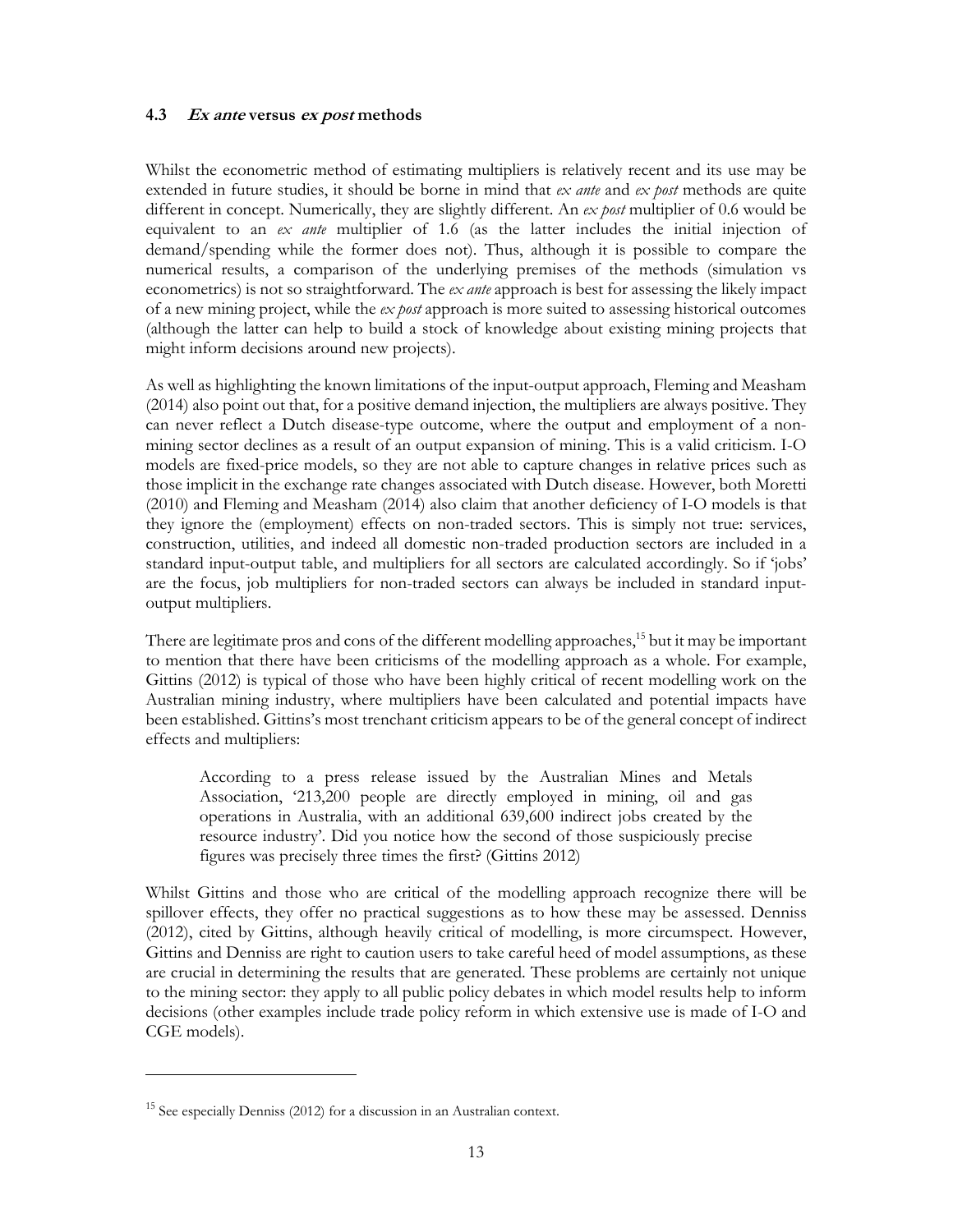### 4.3 *Ex ante* versus *ex post* methods

Whilst the econometric method of estimating multipliers is relatively recent and its use may be extended in future studies, it should be borne in mind that *ex ante* and *ex post* methods are quite different in concept. Numerically, they are slightly different. An *ex post* multiplier of 0.6 would be equivalent to an *ex ante* multiplier of 1.6 (as the latter includes the initial injection of demand/spending while the former does not). Thus, although it is possible to compare the numerical results, a comparison of the underlying premises of the methods (simulation vs econometrics) is not so straightforward. The *ex ante* approach is best for assessing the likely impact of a new mining project, while the *ex post* approach is more suited to assessing historical outcomes (although the latter can help to build a stock of knowledge about existing mining projects that might inform decisions around new projects).

As well as highlighting the known limitations of the input-output approach, Fleming and Measham (2014) also point out that, for a positive demand injection, the multipliers are always positive. They can never reflect a Dutch disease-type outcome, where the output and employment of a non-mining sector declines as a result of an output expansion of mining. This is a valid criticism. I-O models are fixed-price models, so they are not able to capture changes in relative prices such as those implicit in the exchange rate changes associated with Dutch disease. However, both Moretti (2010) and Fleming and Measham (2014) also claim that another deficiency of I-O models is that they ignore the (employment) effects on non-traded sectors. This is simply not true: services, construction, utilities, and indeed all domestic non-traded production sectors are included in a standard input-output table, and multipliers for all sectors are calculated accordingly. So if 'jobs' are the focus, job multipliers for non-traded sectors can always be included in standard input-output multipliers.

There are legitimate pros and cons of the different modelling approaches,[15] but it may be important to mention that there have been criticisms of the modelling approach as a whole. For example, Gittins (2012) is typical of those who have been highly critical of recent modelling work on the Australian mining industry, where multipliers have been calculated and potential impacts have been established. Gittins's most trenchant criticism appears to be of the general concept of indirect effects and multipliers:

> According to a press release issued by the Australian Mines and Metals Association, '213,200 people are directly employed in mining, oil and gas operations in Australia, with an additional 639,600 indirect jobs created by the resource industry'. Did you notice how the second of those suspiciously precise figures was precisely three times the first? (Gittins 2012)

Whilst Gittins and those who are critical of the modelling approach recognize there will be spillover effects, they offer no practical suggestions as to how these may be assessed. Denniss (2012), cited by Gittins, although heavily critical of modelling, is more circumspect. However, Gittins and Denniss are right to caution users to take careful heed of model assumptions, as these are crucial in determining the results that are generated. These problems are certainly not unique to the mining sector: they apply to all public policy debates in which model results help to inform decisions (other examples include trade policy reform in which extensive use is made of I-O and CGE models).

[15] See especially Denniss (2012) for a discussion in an Australian context.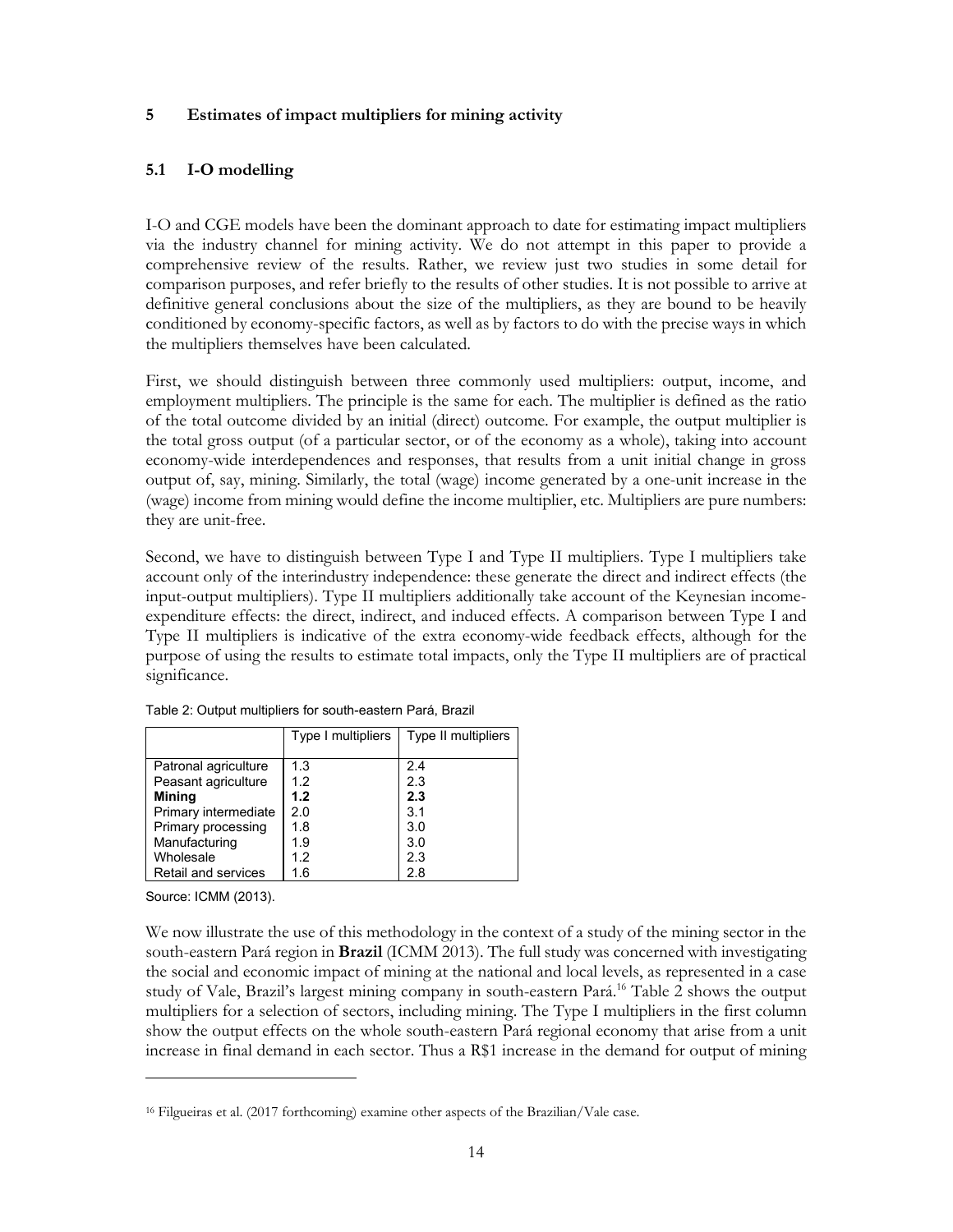## 5 Estimates of impact multipliers for mining activity

### 5.1 I-O modelling

I-O and CGE models have been the dominant approach to date for estimating impact multipliers via the industry channel for mining activity. We do not attempt in this paper to provide a comprehensive review of the results. Rather, we review just two studies in some detail for comparison purposes, and refer briefly to the results of other studies. It is not possible to arrive at definitive general conclusions about the size of the multipliers, as they are bound to be heavily conditioned by economy-specific factors, as well as by factors to do with the precise ways in which the multipliers themselves have been calculated.

First, we should distinguish between three commonly used multipliers: output, income, and employment multipliers. The principle is the same for each. The multiplier is defined as the ratio of the total outcome divided by an initial (direct) outcome. For example, the output multiplier is the total gross output (of a particular sector, or of the economy as a whole), taking into account economy-wide interdependences and responses, that results from a unit initial change in gross output of, say, mining. Similarly, the total (wage) income generated by a one-unit increase in the (wage) income from mining would define the income multiplier, etc. Multipliers are pure numbers: they are unit-free.

Second, we have to distinguish between Type I and Type II multipliers. Type I multipliers take account only of the interindustry independence: these generate the direct and indirect effects (the input-output multipliers). Type II multipliers additionally take account of the Keynesian income-expenditure effects: the direct, indirect, and induced effects. A comparison between Type I and Type II multipliers is indicative of the extra economy-wide feedback effects, although for the purpose of using the results to estimate total impacts, only the Type II multipliers are of practical significance.

Table 2: Output multipliers for south-eastern Pará, Brazil

| | Type I multipliers | Type II multipliers |
|---|---|---|
| Patronal agriculture | 1.3 | 2.4 |
| Peasant agriculture | 1.2 | 2.3 |
| **Mining** | **1.2** | **2.3** |
| Primary intermediate | 2.0 | 3.1 |
| Primary processing | 1.8 | 3.0 |
| Manufacturing | 1.9 | 3.0 |
| Wholesale | 1.2 | 2.3 |
| Retail and services | 1.6 | 2.8 |

Source: ICMM (2013).

We now illustrate the use of this methodology in the context of a study of the mining sector in the south-eastern Pará region in **Brazil** (ICMM 2013). The full study was concerned with investigating the social and economic impact of mining at the national and local levels, as represented in a case study of Vale, Brazil's largest mining company in south-eastern Pará.[16] Table 2 shows the output multipliers for a selection of sectors, including mining. The Type I multipliers in the first column show the output effects on the whole south-eastern Pará regional economy that arise from a unit increase in final demand in each sector. Thus a R$1 increase in the demand for output of mining

[16] Filgueiras et al. (2017 forthcoming) examine other aspects of the Brazilian/Vale case.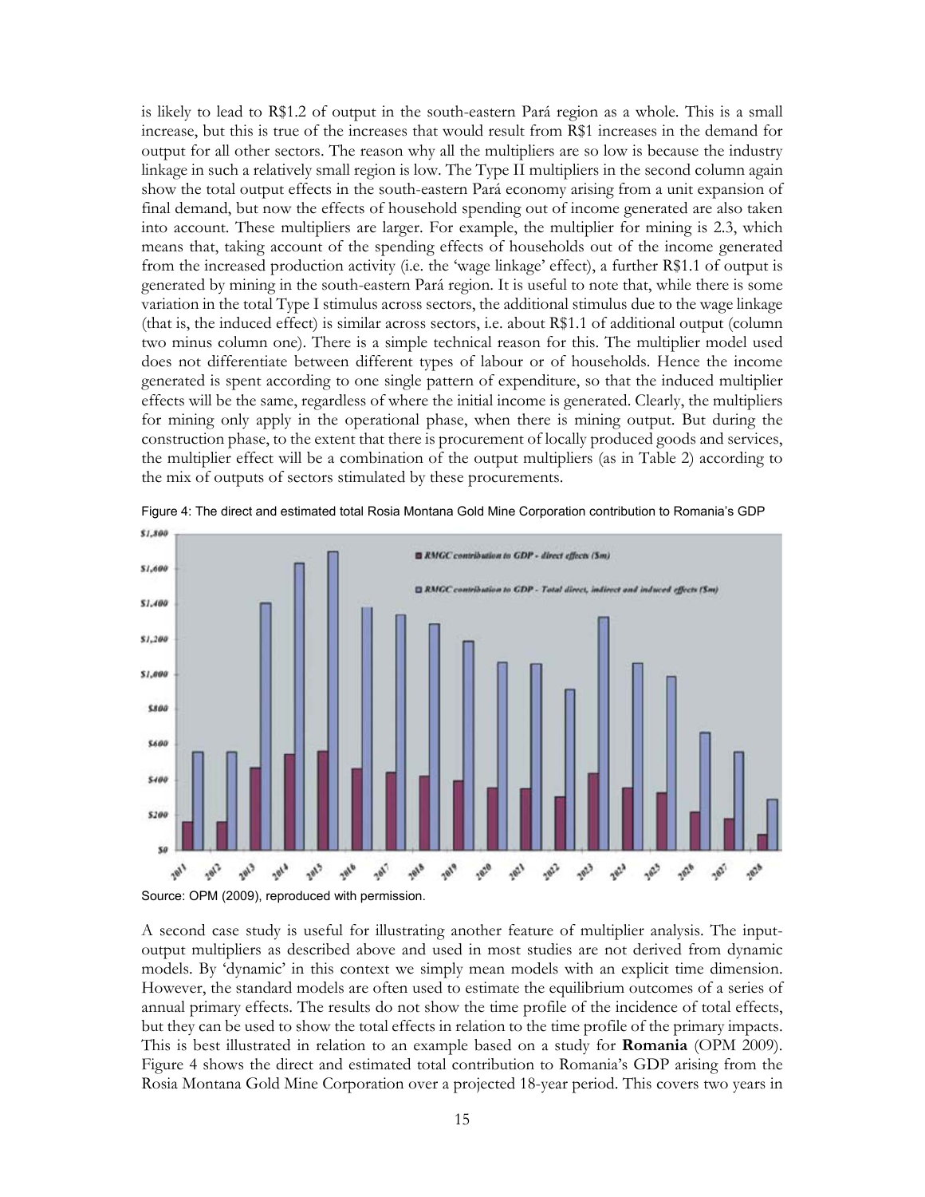is likely to lead to R$1.2 of output in the south-eastern Pará region as a whole. This is a small increase, but this is true of the increases that would result from R$1 increases in the demand for output for all other sectors. The reason why all the multipliers are so low is because the industry linkage in such a relatively small region is low. The Type II multipliers in the second column again show the total output effects in the south-eastern Pará economy arising from a unit expansion of final demand, but now the effects of household spending out of income generated are also taken into account. These multipliers are larger. For example, the multiplier for mining is 2.3, which means that, taking account of the spending effects of households out of the income generated from the increased production activity (i.e. the 'wage linkage' effect), a further R$1.1 of output is generated by mining in the south-eastern Pará region. It is useful to note that, while there is some variation in the total Type I stimulus across sectors, the additional stimulus due to the wage linkage (that is, the induced effect) is similar across sectors, i.e. about R$1.1 of additional output (column two minus column one). There is a simple technical reason for this. The multiplier model used does not differentiate between different types of labour or of households. Hence the income generated is spent according to one single pattern of expenditure, so that the induced multiplier effects will be the same, regardless of where the initial income is generated. Clearly, the multipliers for mining only apply in the operational phase, when there is mining output. But during the construction phase, to the extent that there is procurement of locally produced goods and services, the multiplier effect will be a combination of the output multipliers (as in Table 2) according to the mix of outputs of sectors stimulated by these procurements.

Figure 4: The direct and estimated total Rosia Montana Gold Mine Corporation contribution to Romania's GDP

Source: OPM (2009), reproduced with permission.

A second case study is useful for illustrating another feature of multiplier analysis. The input-output multipliers as described above and used in most studies are not derived from dynamic models. By 'dynamic' in this context we simply mean models with an explicit time dimension. However, the standard models are often used to estimate the equilibrium outcomes of a series of annual primary effects. The results do not show the time profile of the incidence of total effects, but they can be used to show the total effects in relation to the time profile of the primary impacts. This is best illustrated in relation to an example based on a study for **Romania** (OPM 2009). Figure 4 shows the direct and estimated total contribution to Romania's GDP arising from the Rosia Montana Gold Mine Corporation over a projected 18-year period. This covers two years in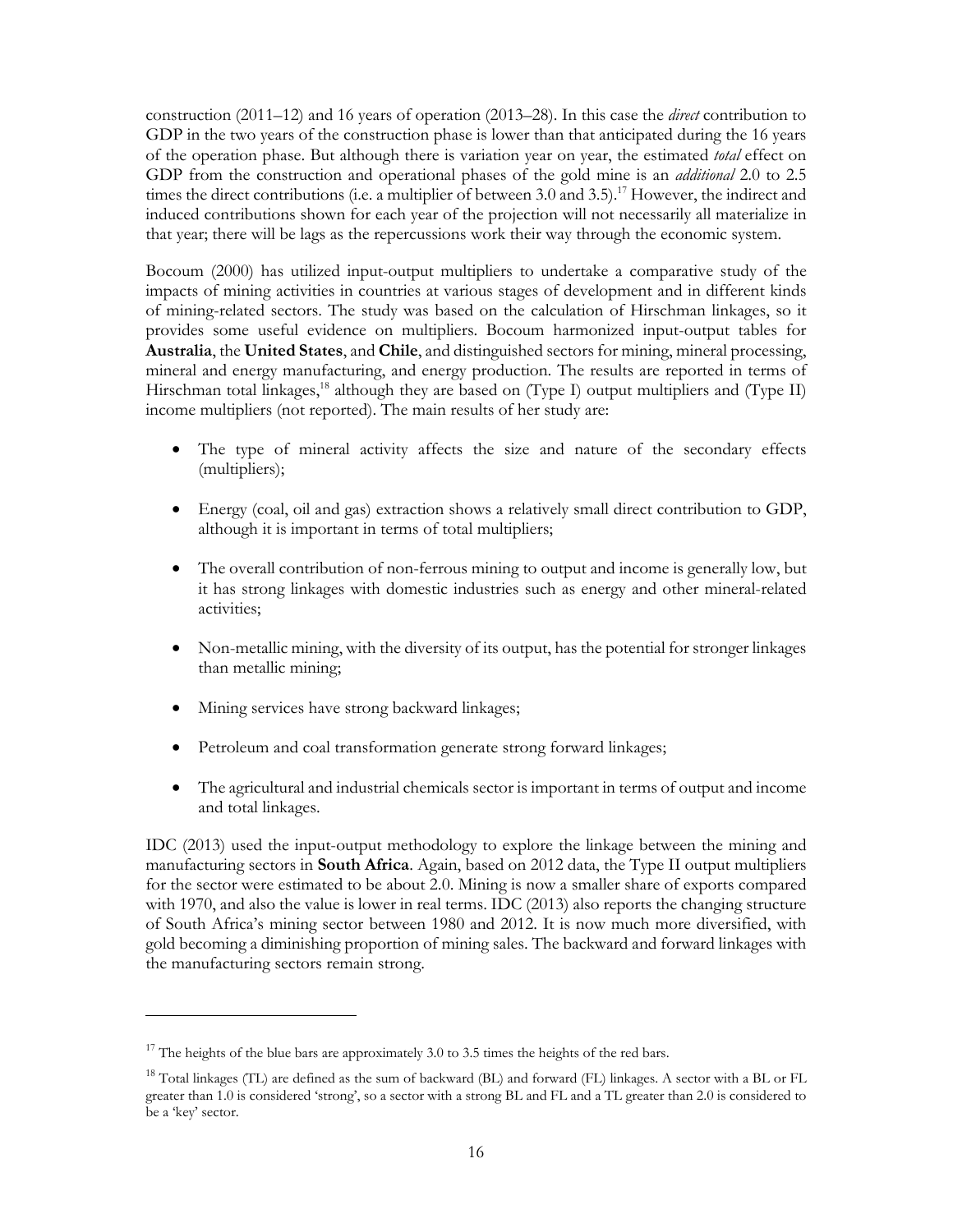construction (2011–12) and 16 years of operation (2013–28). In this case the *direct* contribution to GDP in the two years of the construction phase is lower than that anticipated during the 16 years of the operation phase. But although there is variation year on year, the estimated *total* effect on GDP from the construction and operational phases of the gold mine is an *additional* 2.0 to 2.5 times the direct contributions (i.e. a multiplier of between 3.0 and 3.5).[17] However, the indirect and induced contributions shown for each year of the projection will not necessarily all materialize in that year; there will be lags as the repercussions work their way through the economic system.

Bocoum (2000) has utilized input-output multipliers to undertake a comparative study of the impacts of mining activities in countries at various stages of development and in different kinds of mining-related sectors. The study was based on the calculation of Hirschman linkages, so it provides some useful evidence on multipliers. Bocoum harmonized input-output tables for **Australia**, the **United States**, and **Chile**, and distinguished sectors for mining, mineral processing, mineral and energy manufacturing, and energy production. The results are reported in terms of Hirschman total linkages,[18] although they are based on (Type I) output multipliers and (Type II) income multipliers (not reported). The main results of her study are:

- The type of mineral activity affects the size and nature of the secondary effects (multipliers);
- Energy (coal, oil and gas) extraction shows a relatively small direct contribution to GDP, although it is important in terms of total multipliers;
- The overall contribution of non-ferrous mining to output and income is generally low, but it has strong linkages with domestic industries such as energy and other mineral-related activities;
- Non-metallic mining, with the diversity of its output, has the potential for stronger linkages than metallic mining;
- Mining services have strong backward linkages;
- Petroleum and coal transformation generate strong forward linkages;
- The agricultural and industrial chemicals sector is important in terms of output and income and total linkages.

IDC (2013) used the input-output methodology to explore the linkage between the mining and manufacturing sectors in **South Africa**. Again, based on 2012 data, the Type II output multipliers for the sector were estimated to be about 2.0. Mining is now a smaller share of exports compared with 1970, and also the value is lower in real terms. IDC (2013) also reports the changing structure of South Africa's mining sector between 1980 and 2012. It is now much more diversified, with gold becoming a diminishing proportion of mining sales. The backward and forward linkages with the manufacturing sectors remain strong.

---

[17] The heights of the blue bars are approximately 3.0 to 3.5 times the heights of the red bars.

[18] Total linkages (TL) are defined as the sum of backward (BL) and forward (FL) linkages. A sector with a BL or FL greater than 1.0 is considered 'strong', so a sector with a strong BL and FL and a TL greater than 2.0 is considered to be a 'key' sector.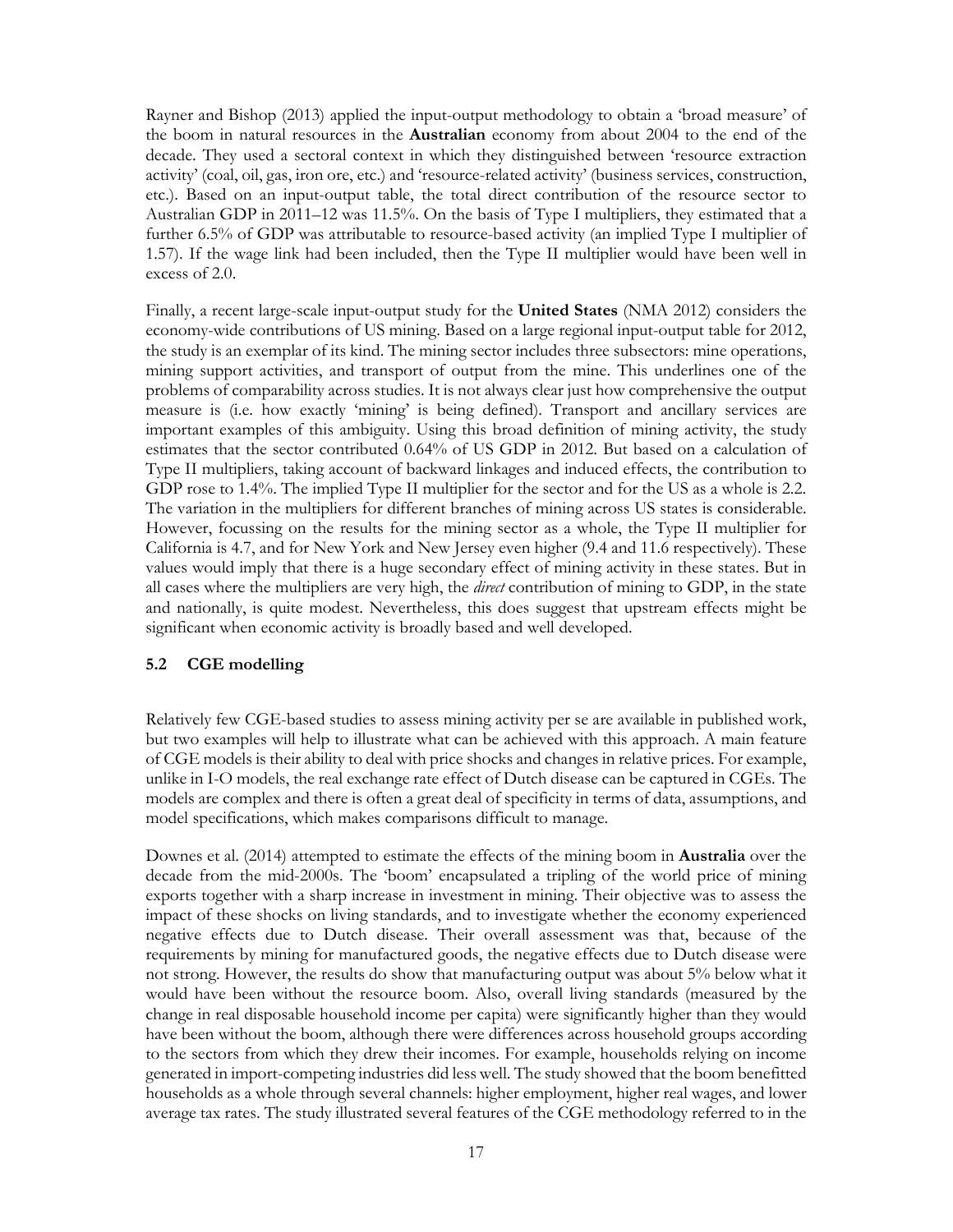Rayner and Bishop (2013) applied the input-output methodology to obtain a 'broad measure' of the boom in natural resources in the **Australian** economy from about 2004 to the end of the decade. They used a sectoral context in which they distinguished between 'resource extraction activity' (coal, oil, gas, iron ore, etc.) and 'resource-related activity' (business services, construction, etc.). Based on an input-output table, the total direct contribution of the resource sector to Australian GDP in 2011–12 was 11.5%. On the basis of Type I multipliers, they estimated that a further 6.5% of GDP was attributable to resource-based activity (an implied Type I multiplier of 1.57). If the wage link had been included, then the Type II multiplier would have been well in excess of 2.0.

Finally, a recent large-scale input-output study for the **United States** (NMA 2012) considers the economy-wide contributions of US mining. Based on a large regional input-output table for 2012, the study is an exemplar of its kind. The mining sector includes three subsectors: mine operations, mining support activities, and transport of output from the mine. This underlines one of the problems of comparability across studies. It is not always clear just how comprehensive the output measure is (i.e. how exactly 'mining' is being defined). Transport and ancillary services are important examples of this ambiguity. Using this broad definition of mining activity, the study estimates that the sector contributed 0.64% of US GDP in 2012. But based on a calculation of Type II multipliers, taking account of backward linkages and induced effects, the contribution to GDP rose to 1.4%. The implied Type II multiplier for the sector and for the US as a whole is 2.2. The variation in the multipliers for different branches of mining across US states is considerable. However, focussing on the results for the mining sector as a whole, the Type II multiplier for California is 4.7, and for New York and New Jersey even higher (9.4 and 11.6 respectively). These values would imply that there is a huge secondary effect of mining activity in these states. But in all cases where the multipliers are very high, the *direct* contribution of mining to GDP, in the state and nationally, is quite modest. Nevertheless, this does suggest that upstream effects might be significant when economic activity is broadly based and well developed.

### 5.2 CGE modelling

Relatively few CGE-based studies to assess mining activity per se are available in published work, but two examples will help to illustrate what can be achieved with this approach. A main feature of CGE models is their ability to deal with price shocks and changes in relative prices. For example, unlike in I-O models, the real exchange rate effect of Dutch disease can be captured in CGEs. The models are complex and there is often a great deal of specificity in terms of data, assumptions, and model specifications, which makes comparisons difficult to manage.

Downes et al. (2014) attempted to estimate the effects of the mining boom in **Australia** over the decade from the mid-2000s. The 'boom' encapsulated a tripling of the world price of mining exports together with a sharp increase in investment in mining. Their objective was to assess the impact of these shocks on living standards, and to investigate whether the economy experienced negative effects due to Dutch disease. Their overall assessment was that, because of the requirements by mining for manufactured goods, the negative effects due to Dutch disease were not strong. However, the results do show that manufacturing output was about 5% below what it would have been without the resource boom. Also, overall living standards (measured by the change in real disposable household income per capita) were significantly higher than they would have been without the boom, although there were differences across household groups according to the sectors from which they drew their incomes. For example, households relying on income generated in import-competing industries did less well. The study showed that the boom benefitted households as a whole through several channels: higher employment, higher real wages, and lower average tax rates. The study illustrated several features of the CGE methodology referred to in the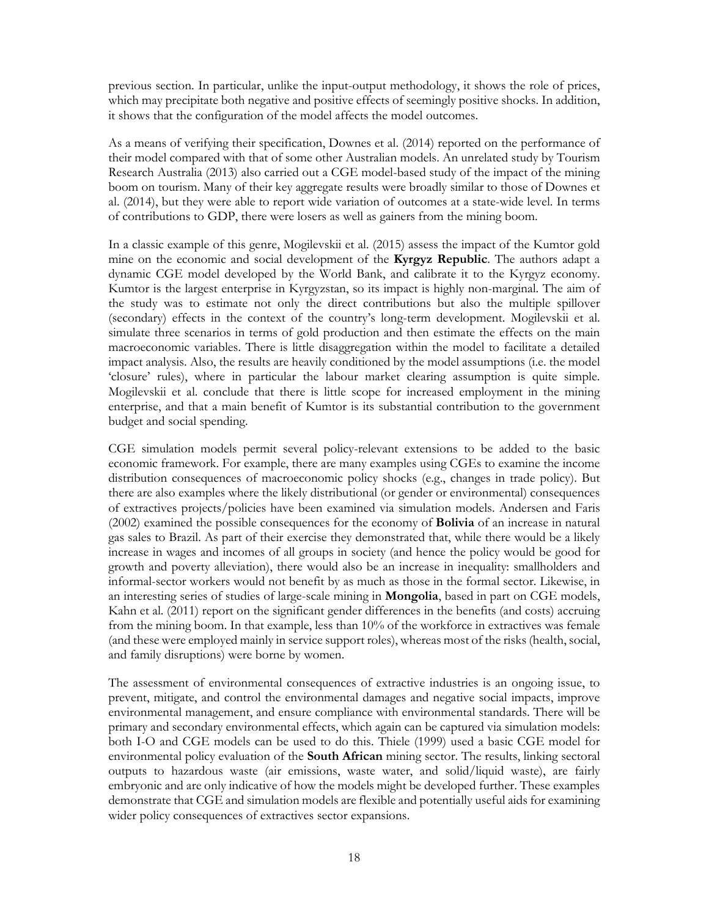previous section. In particular, unlike the input-output methodology, it shows the role of prices, which may precipitate both negative and positive effects of seemingly positive shocks. In addition, it shows that the configuration of the model affects the model outcomes.

As a means of verifying their specification, Downes et al. (2014) reported on the performance of their model compared with that of some other Australian models. An unrelated study by Tourism Research Australia (2013) also carried out a CGE model-based study of the impact of the mining boom on tourism. Many of their key aggregate results were broadly similar to those of Downes et al. (2014), but they were able to report wide variation of outcomes at a state-wide level. In terms of contributions to GDP, there were losers as well as gainers from the mining boom.

In a classic example of this genre, Mogilevskii et al. (2015) assess the impact of the Kumtor gold mine on the economic and social development of the **Kyrgyz Republic**. The authors adapt a dynamic CGE model developed by the World Bank, and calibrate it to the Kyrgyz economy. Kumtor is the largest enterprise in Kyrgyzstan, so its impact is highly non-marginal. The aim of the study was to estimate not only the direct contributions but also the multiple spillover (secondary) effects in the context of the country's long-term development. Mogilevskii et al. simulate three scenarios in terms of gold production and then estimate the effects on the main macroeconomic variables. There is little disaggregation within the model to facilitate a detailed impact analysis. Also, the results are heavily conditioned by the model assumptions (i.e. the model 'closure' rules), where in particular the labour market clearing assumption is quite simple. Mogilevskii et al. conclude that there is little scope for increased employment in the mining enterprise, and that a main benefit of Kumtor is its substantial contribution to the government budget and social spending.

CGE simulation models permit several policy-relevant extensions to be added to the basic economic framework. For example, there are many examples using CGEs to examine the income distribution consequences of macroeconomic policy shocks (e.g., changes in trade policy). But there are also examples where the likely distributional (or gender or environmental) consequences of extractives projects/policies have been examined via simulation models. Andersen and Faris (2002) examined the possible consequences for the economy of **Bolivia** of an increase in natural gas sales to Brazil. As part of their exercise they demonstrated that, while there would be a likely increase in wages and incomes of all groups in society (and hence the policy would be good for growth and poverty alleviation), there would also be an increase in inequality: smallholders and informal-sector workers would not benefit by as much as those in the formal sector. Likewise, in an interesting series of studies of large-scale mining in **Mongolia**, based in part on CGE models, Kahn et al. (2011) report on the significant gender differences in the benefits (and costs) accruing from the mining boom. In that example, less than 10% of the workforce in extractives was female (and these were employed mainly in service support roles), whereas most of the risks (health, social, and family disruptions) were borne by women.

The assessment of environmental consequences of extractive industries is an ongoing issue, to prevent, mitigate, and control the environmental damages and negative social impacts, improve environmental management, and ensure compliance with environmental standards. There will be primary and secondary environmental effects, which again can be captured via simulation models: both I-O and CGE models can be used to do this. Thiele (1999) used a basic CGE model for environmental policy evaluation of the **South African** mining sector. The results, linking sectoral outputs to hazardous waste (air emissions, waste water, and solid/liquid waste), are fairly embryonic and are only indicative of how the models might be developed further. These examples demonstrate that CGE and simulation models are flexible and potentially useful aids for examining wider policy consequences of extractives sector expansions.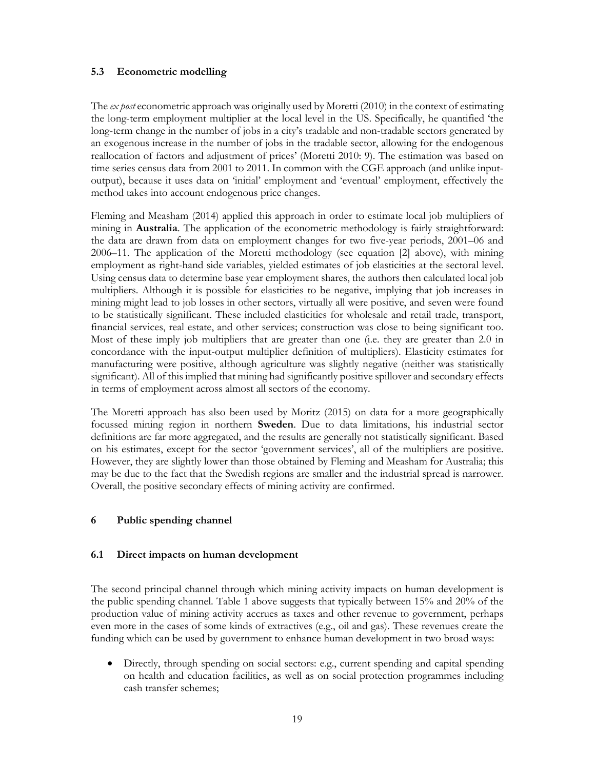### 5.3 Econometric modelling

The *ex post* econometric approach was originally used by Moretti (2010) in the context of estimating the long-term employment multiplier at the local level in the US. Specifically, he quantified 'the long-term change in the number of jobs in a city's tradable and non-tradable sectors generated by an exogenous increase in the number of jobs in the tradable sector, allowing for the endogenous reallocation of factors and adjustment of prices' (Moretti 2010: 9). The estimation was based on time series census data from 2001 to 2011. In common with the CGE approach (and unlike input-output), because it uses data on 'initial' employment and 'eventual' employment, effectively the method takes into account endogenous price changes.

Fleming and Measham (2014) applied this approach in order to estimate local job multipliers of mining in **Australia**. The application of the econometric methodology is fairly straightforward: the data are drawn from data on employment changes for two five-year periods, 2001–06 and 2006–11. The application of the Moretti methodology (see equation [2] above), with mining employment as right-hand side variables, yielded estimates of job elasticities at the sectoral level. Using census data to determine base year employment shares, the authors then calculated local job multipliers. Although it is possible for elasticities to be negative, implying that job increases in mining might lead to job losses in other sectors, virtually all were positive, and seven were found to be statistically significant. These included elasticities for wholesale and retail trade, transport, financial services, real estate, and other services; construction was close to being significant too. Most of these imply job multipliers that are greater than one (i.e. they are greater than 2.0 in concordance with the input-output multiplier definition of multipliers). Elasticity estimates for manufacturing were positive, although agriculture was slightly negative (neither was statistically significant). All of this implied that mining had significantly positive spillover and secondary effects in terms of employment across almost all sectors of the economy.

The Moretti approach has also been used by Moritz (2015) on data for a more geographically focussed mining region in northern **Sweden**. Due to data limitations, his industrial sector definitions are far more aggregated, and the results are generally not statistically significant. Based on his estimates, except for the sector 'government services', all of the multipliers are positive. However, they are slightly lower than those obtained by Fleming and Measham for Australia; this may be due to the fact that the Swedish regions are smaller and the industrial spread is narrower. Overall, the positive secondary effects of mining activity are confirmed.

## 6 Public spending channel

### 6.1 Direct impacts on human development

The second principal channel through which mining activity impacts on human development is the public spending channel. Table 1 above suggests that typically between 15% and 20% of the production value of mining activity accrues as taxes and other revenue to government, perhaps even more in the cases of some kinds of extractives (e.g., oil and gas). These revenues create the funding which can be used by government to enhance human development in two broad ways:

- Directly, through spending on social sectors: e.g., current spending and capital spending on health and education facilities, as well as on social protection programmes including cash transfer schemes;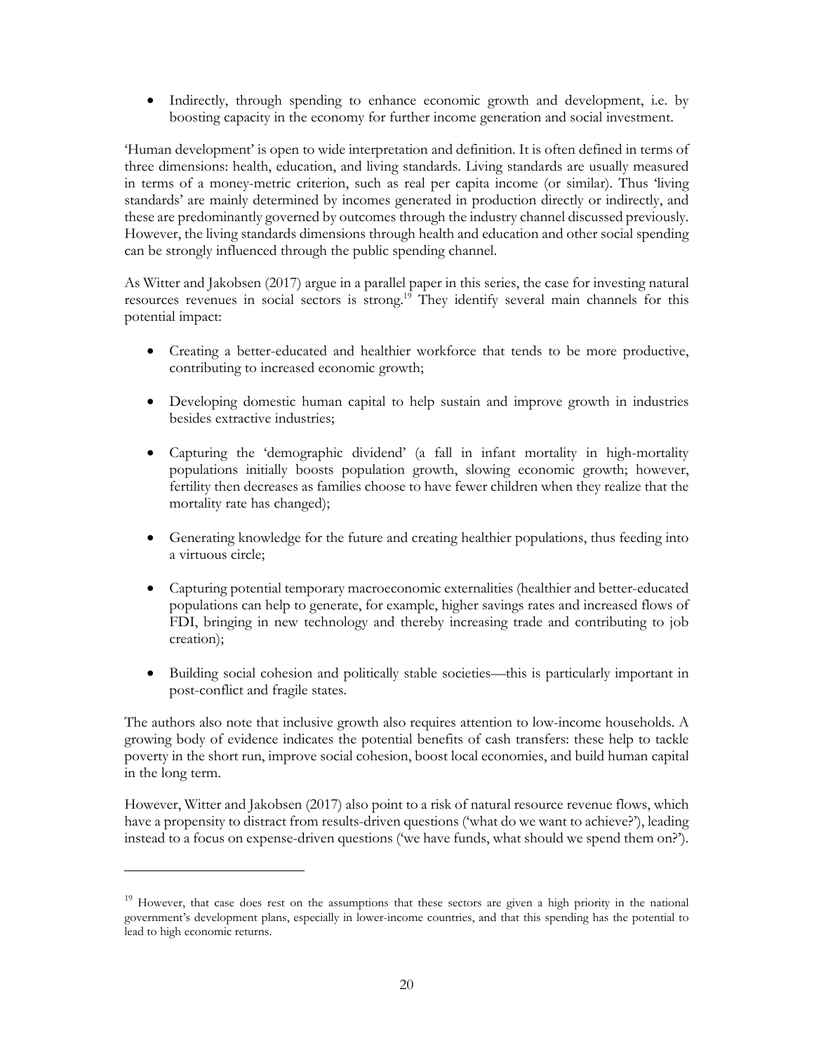- Indirectly, through spending to enhance economic growth and development, i.e. by boosting capacity in the economy for further income generation and social investment.

'Human development' is open to wide interpretation and definition. It is often defined in terms of three dimensions: health, education, and living standards. Living standards are usually measured in terms of a money-metric criterion, such as real per capita income (or similar). Thus 'living standards' are mainly determined by incomes generated in production directly or indirectly, and these are predominantly governed by outcomes through the industry channel discussed previously. However, the living standards dimensions through health and education and other social spending can be strongly influenced through the public spending channel.

As Witter and Jakobsen (2017) argue in a parallel paper in this series, the case for investing natural resources revenues in social sectors is strong.[19] They identify several main channels for this potential impact:

- Creating a better-educated and healthier workforce that tends to be more productive, contributing to increased economic growth;

- Developing domestic human capital to help sustain and improve growth in industries besides extractive industries;

- Capturing the 'demographic dividend' (a fall in infant mortality in high-mortality populations initially boosts population growth, slowing economic growth; however, fertility then decreases as families choose to have fewer children when they realize that the mortality rate has changed);

- Generating knowledge for the future and creating healthier populations, thus feeding into a virtuous circle;

- Capturing potential temporary macroeconomic externalities (healthier and better-educated populations can help to generate, for example, higher savings rates and increased flows of FDI, bringing in new technology and thereby increasing trade and contributing to job creation);

- Building social cohesion and politically stable societies—this is particularly important in post-conflict and fragile states.

The authors also note that inclusive growth also requires attention to low-income households. A growing body of evidence indicates the potential benefits of cash transfers: these help to tackle poverty in the short run, improve social cohesion, boost local economies, and build human capital in the long term.

However, Witter and Jakobsen (2017) also point to a risk of natural resource revenue flows, which have a propensity to distract from results-driven questions ('what do we want to achieve?'), leading instead to a focus on expense-driven questions ('we have funds, what should we spend them on?').

[19] However, that case does rest on the assumptions that these sectors are given a high priority in the national government's development plans, especially in lower-income countries, and that this spending has the potential to lead to high economic returns.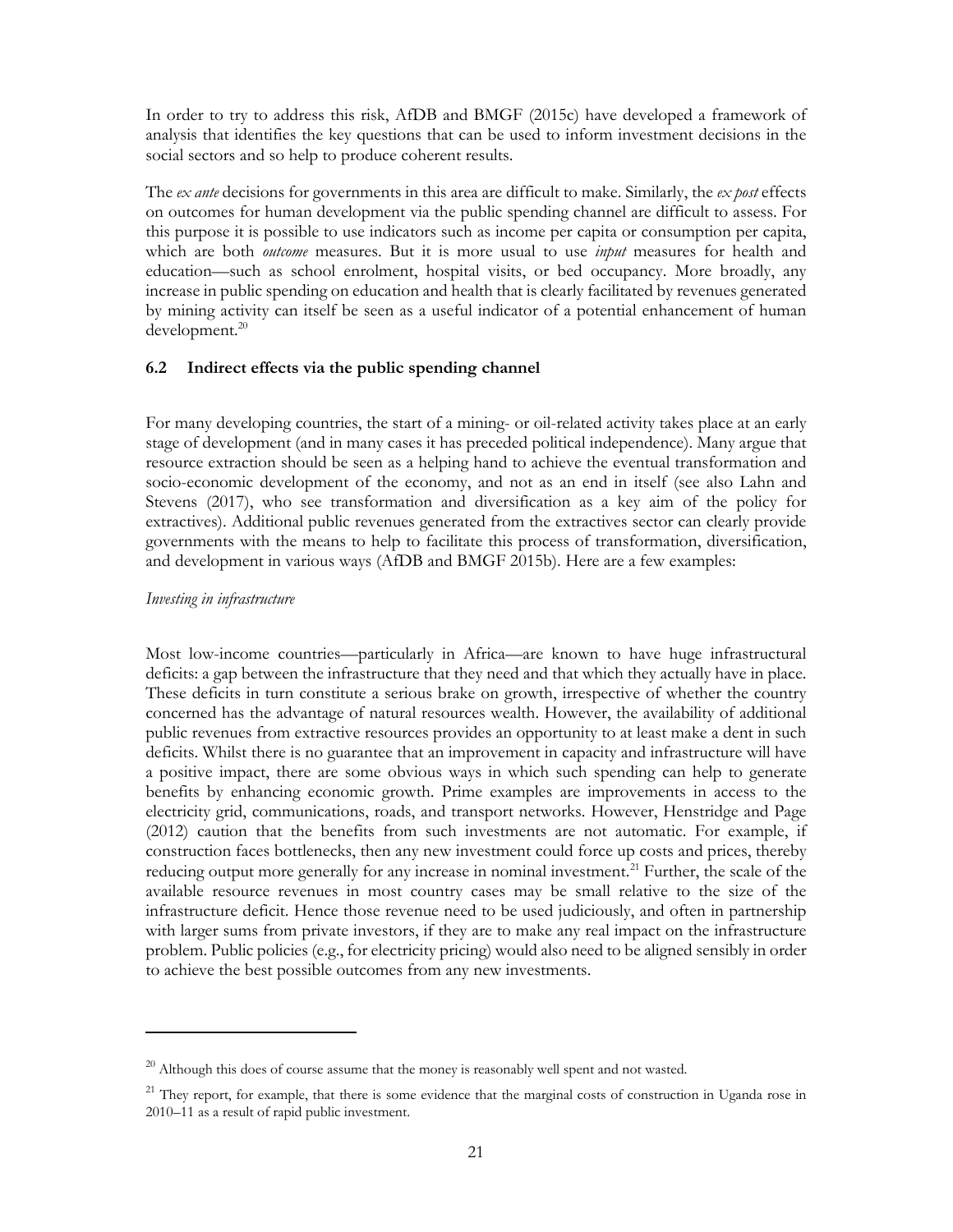In order to try to address this risk, AfDB and BMGF (2015c) have developed a framework of analysis that identifies the key questions that can be used to inform investment decisions in the social sectors and so help to produce coherent results.

The *ex ante* decisions for governments in this area are difficult to make. Similarly, the *ex post* effects on outcomes for human development via the public spending channel are difficult to assess. For this purpose it is possible to use indicators such as income per capita or consumption per capita, which are both *outcome* measures. But it is more usual to use *input* measures for health and education—such as school enrolment, hospital visits, or bed occupancy. More broadly, any increase in public spending on education and health that is clearly facilitated by revenues generated by mining activity can itself be seen as a useful indicator of a potential enhancement of human development.[20]

### 6.2 Indirect effects via the public spending channel

For many developing countries, the start of a mining- or oil-related activity takes place at an early stage of development (and in many cases it has preceded political independence). Many argue that resource extraction should be seen as a helping hand to achieve the eventual transformation and socio-economic development of the economy, and not as an end in itself (see also Lahn and Stevens (2017), who see transformation and diversification as a key aim of the policy for extractives). Additional public revenues generated from the extractives sector can clearly provide governments with the means to help to facilitate this process of transformation, diversification, and development in various ways (AfDB and BMGF 2015b). Here are a few examples:

*Investing in infrastructure*

Most low-income countries—particularly in Africa—are known to have huge infrastructural deficits: a gap between the infrastructure that they need and that which they actually have in place. These deficits in turn constitute a serious brake on growth, irrespective of whether the country concerned has the advantage of natural resources wealth. However, the availability of additional public revenues from extractive resources provides an opportunity to at least make a dent in such deficits. Whilst there is no guarantee that an improvement in capacity and infrastructure will have a positive impact, there are some obvious ways in which such spending can help to generate benefits by enhancing economic growth. Prime examples are improvements in access to the electricity grid, communications, roads, and transport networks. However, Henstridge and Page (2012) caution that the benefits from such investments are not automatic. For example, if construction faces bottlenecks, then any new investment could force up costs and prices, thereby reducing output more generally for any increase in nominal investment.[21] Further, the scale of the available resource revenues in most country cases may be small relative to the size of the infrastructure deficit. Hence those revenue need to be used judiciously, and often in partnership with larger sums from private investors, if they are to make any real impact on the infrastructure problem. Public policies (e.g., for electricity pricing) would also need to be aligned sensibly in order to achieve the best possible outcomes from any new investments.

---

[20] Although this does of course assume that the money is reasonably well spent and not wasted.

[21] They report, for example, that there is some evidence that the marginal costs of construction in Uganda rose in 2010–11 as a result of rapid public investment.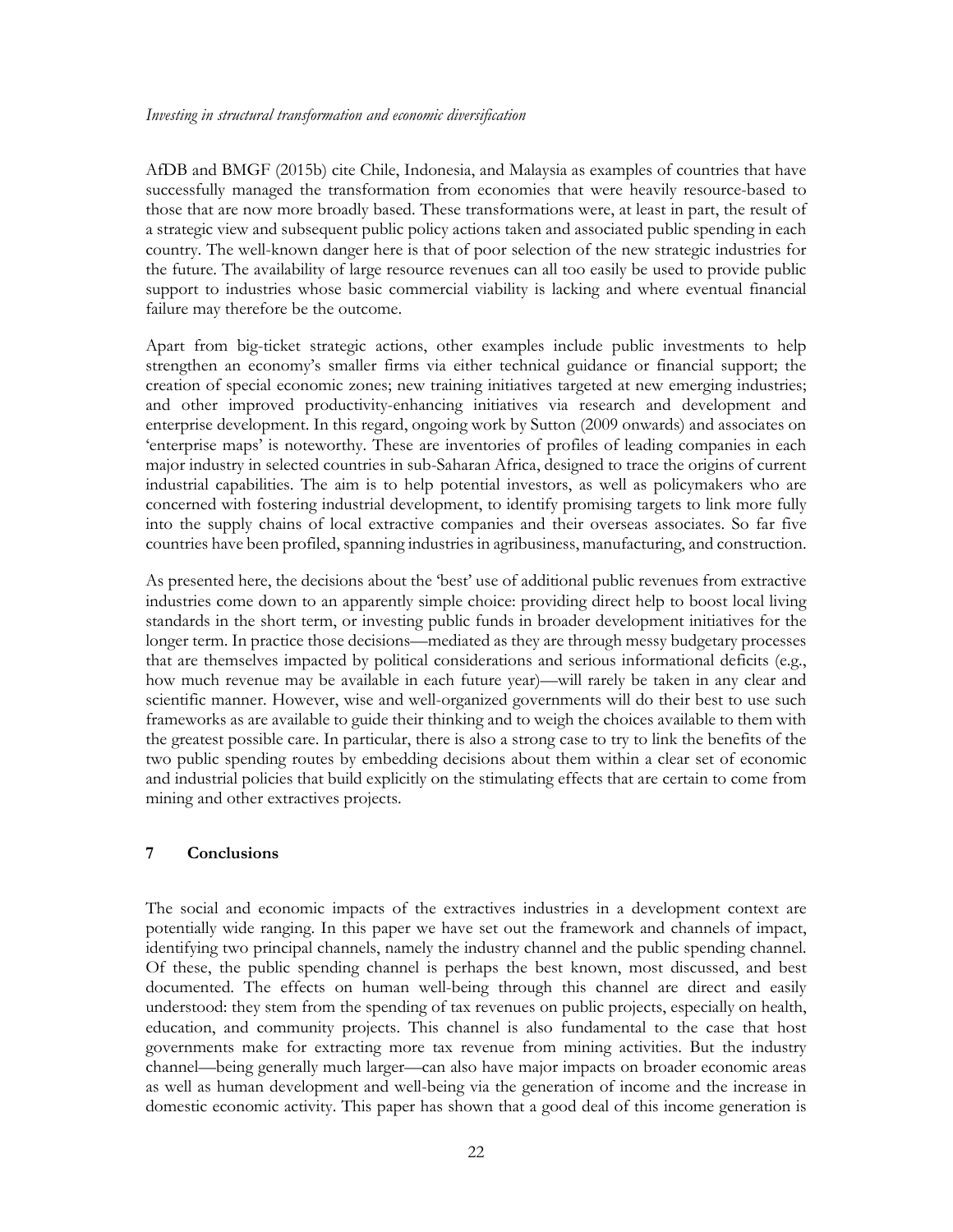AfDB and BMGF (2015b) cite Chile, Indonesia, and Malaysia as examples of countries that have successfully managed the transformation from economies that were heavily resource-based to those that are now more broadly based. These transformations were, at least in part, the result of a strategic view and subsequent public policy actions taken and associated public spending in each country. The well-known danger here is that of poor selection of the new strategic industries for the future. The availability of large resource revenues can all too easily be used to provide public support to industries whose basic commercial viability is lacking and where eventual financial failure may therefore be the outcome.

Apart from big-ticket strategic actions, other examples include public investments to help strengthen an economy's smaller firms via either technical guidance or financial support; the creation of special economic zones; new training initiatives targeted at new emerging industries; and other improved productivity-enhancing initiatives via research and development and enterprise development. In this regard, ongoing work by Sutton (2009 onwards) and associates on 'enterprise maps' is noteworthy. These are inventories of profiles of leading companies in each major industry in selected countries in sub-Saharan Africa, designed to trace the origins of current industrial capabilities. The aim is to help potential investors, as well as policymakers who are concerned with fostering industrial development, to identify promising targets to link more fully into the supply chains of local extractive companies and their overseas associates. So far five countries have been profiled, spanning industries in agribusiness, manufacturing, and construction.

As presented here, the decisions about the 'best' use of additional public revenues from extractive industries come down to an apparently simple choice: providing direct help to boost local living standards in the short term, or investing public funds in broader development initiatives for the longer term. In practice those decisions—mediated as they are through messy budgetary processes that are themselves impacted by political considerations and serious informational deficits (e.g., how much revenue may be available in each future year)—will rarely be taken in any clear and scientific manner. However, wise and well-organized governments will do their best to use such frameworks as are available to guide their thinking and to weigh the choices available to them with the greatest possible care. In particular, there is also a strong case to try to link the benefits of the two public spending routes by embedding decisions about them within a clear set of economic and industrial policies that build explicitly on the stimulating effects that are certain to come from mining and other extractives projects.

## 7 Conclusions

The social and economic impacts of the extractives industries in a development context are potentially wide ranging. In this paper we have set out the framework and channels of impact, identifying two principal channels, namely the industry channel and the public spending channel. Of these, the public spending channel is perhaps the best known, most discussed, and best documented. The effects on human well-being through this channel are direct and easily understood: they stem from the spending of tax revenues on public projects, especially on health, education, and community projects. This channel is also fundamental to the case that host governments make for extracting more tax revenue from mining activities. But the industry channel—being generally much larger—can also have major impacts on broader economic areas as well as human development and well-being via the generation of income and the increase in domestic economic activity. This paper has shown that a good deal of this income generation is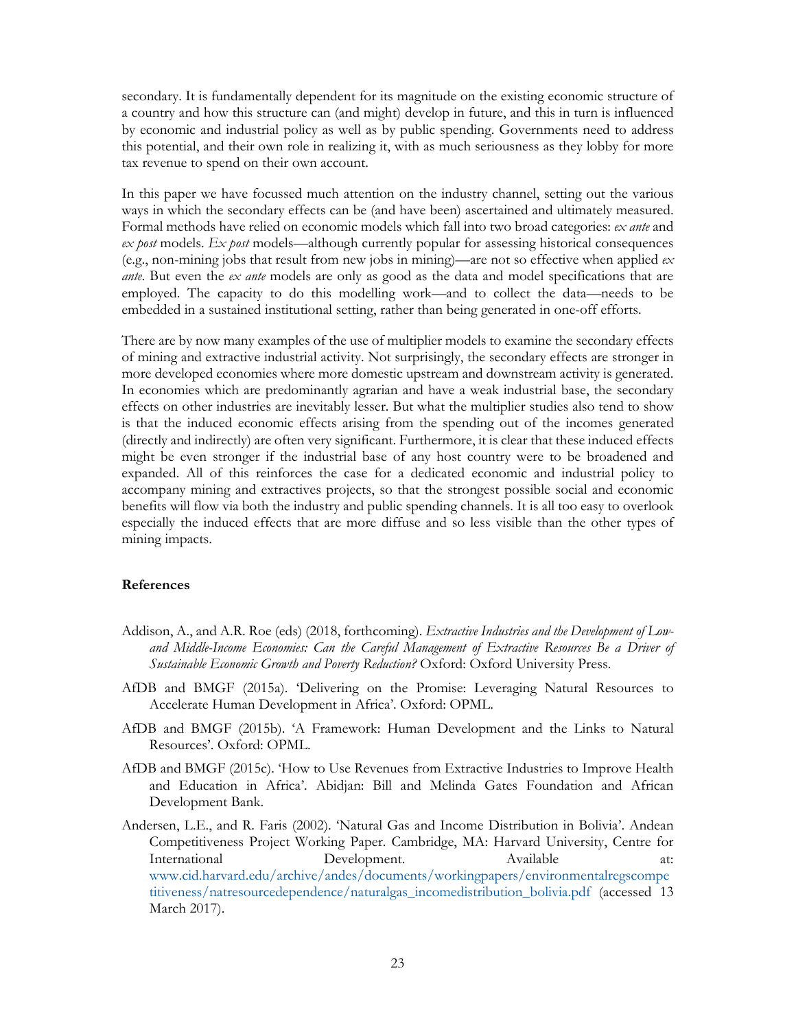secondary. It is fundamentally dependent for its magnitude on the existing economic structure of a country and how this structure can (and might) develop in future, and this in turn is influenced by economic and industrial policy as well as by public spending. Governments need to address this potential, and their own role in realizing it, with as much seriousness as they lobby for more tax revenue to spend on their own account.

In this paper we have focussed much attention on the industry channel, setting out the various ways in which the secondary effects can be (and have been) ascertained and ultimately measured. Formal methods have relied on economic models which fall into two broad categories: *ex ante* and *ex post* models. *Ex post* models—although currently popular for assessing historical consequences (e.g., non-mining jobs that result from new jobs in mining)—are not so effective when applied *ex ante*. But even the *ex ante* models are only as good as the data and model specifications that are employed. The capacity to do this modelling work—and to collect the data—needs to be embedded in a sustained institutional setting, rather than being generated in one-off efforts.

There are by now many examples of the use of multiplier models to examine the secondary effects of mining and extractive industrial activity. Not surprisingly, the secondary effects are stronger in more developed economies where more domestic upstream and downstream activity is generated. In economies which are predominantly agrarian and have a weak industrial base, the secondary effects on other industries are inevitably lesser. But what the multiplier studies also tend to show is that the induced economic effects arising from the spending out of the incomes generated (directly and indirectly) are often very significant. Furthermore, it is clear that these induced effects might be even stronger if the industrial base of any host country were to be broadened and expanded. All of this reinforces the case for a dedicated economic and industrial policy to accompany mining and extractives projects, so that the strongest possible social and economic benefits will flow via both the industry and public spending channels. It is all too easy to overlook especially the induced effects that are more diffuse and so less visible than the other types of mining impacts.

## References

Addison, A., and A.R. Roe (eds) (2018, forthcoming). *Extractive Industries and the Development of Low- and Middle-Income Economies: Can the Careful Management of Extractive Resources Be a Driver of Sustainable Economic Growth and Poverty Reduction?* Oxford: Oxford University Press.

AfDB and BMGF (2015a). 'Delivering on the Promise: Leveraging Natural Resources to Accelerate Human Development in Africa'. Oxford: OPML.

AfDB and BMGF (2015b). 'A Framework: Human Development and the Links to Natural Resources'. Oxford: OPML.

AfDB and BMGF (2015c). 'How to Use Revenues from Extractive Industries to Improve Health and Education in Africa'. Abidjan: Bill and Melinda Gates Foundation and African Development Bank.

Andersen, L.E., and R. Faris (2002). 'Natural Gas and Income Distribution in Bolivia'. Andean Competitiveness Project Working Paper. Cambridge, MA: Harvard University, Centre for International Development. Available at: www.cid.harvard.edu/archive/andes/documents/workingpapers/environmentalregscompetitiveness/natresourcedependence/naturalgas_incomedistribution_bolivia.pdf (accessed 13 March 2017).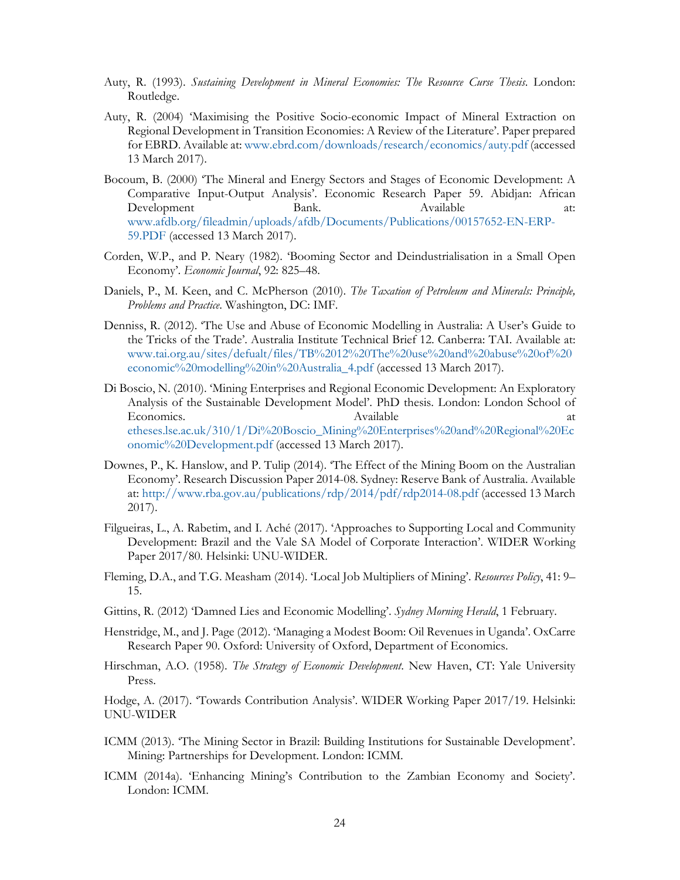Auty, R. (1993). *Sustaining Development in Mineral Economies: The Resource Curse Thesis*. London: Routledge.

Auty, R. (2004) 'Maximising the Positive Socio-economic Impact of Mineral Extraction on Regional Development in Transition Economies: A Review of the Literature'. Paper prepared for EBRD. Available at: www.ebrd.com/downloads/research/economics/auty.pdf (accessed 13 March 2017).

Bocoum, B. (2000) 'The Mineral and Energy Sectors and Stages of Economic Development: A Comparative Input-Output Analysis'. Economic Research Paper 59. Abidjan: African Development Bank. Available at: www.afdb.org/fileadmin/uploads/afdb/Documents/Publications/00157652-EN-ERP-59.PDF (accessed 13 March 2017).

Corden, W.P., and P. Neary (1982). 'Booming Sector and Deindustrialisation in a Small Open Economy'. *Economic Journal*, 92: 825–48.

Daniels, P., M. Keen, and C. McPherson (2010). *The Taxation of Petroleum and Minerals: Principle, Problems and Practice*. Washington, DC: IMF.

Denniss, R. (2012). 'The Use and Abuse of Economic Modelling in Australia: A User's Guide to the Tricks of the Trade'. Australia Institute Technical Brief 12. Canberra: TAI. Available at: www.tai.org.au/sites/defualt/files/TB%2012%20The%20use%20and%20abuse%20of%20economic%20modelling%20in%20Australia_4.pdf (accessed 13 March 2017).

Di Boscio, N. (2010). 'Mining Enterprises and Regional Economic Development: An Exploratory Analysis of the Sustainable Development Model'. PhD thesis. London: London School of Economics. Available at etheses.lse.ac.uk/310/1/Di%20Boscio_Mining%20Enterprises%20and%20Regional%20Economic%20Development.pdf (accessed 13 March 2017).

Downes, P., K. Hanslow, and P. Tulip (2014). 'The Effect of the Mining Boom on the Australian Economy'. Research Discussion Paper 2014-08. Sydney: Reserve Bank of Australia. Available at: http://www.rba.gov.au/publications/rdp/2014/pdf/rdp2014-08.pdf (accessed 13 March 2017).

Filgueiras, L., A. Rabetim, and I. Aché (2017). 'Approaches to Supporting Local and Community Development: Brazil and the Vale SA Model of Corporate Interaction'. WIDER Working Paper 2017/80. Helsinki: UNU-WIDER.

Fleming, D.A., and T.G. Measham (2014). 'Local Job Multipliers of Mining'. *Resources Policy*, 41: 9–15.

Gittins, R. (2012) 'Damned Lies and Economic Modelling'. *Sydney Morning Herald*, 1 February.

Henstridge, M., and J. Page (2012). 'Managing a Modest Boom: Oil Revenues in Uganda'. OxCarre Research Paper 90. Oxford: University of Oxford, Department of Economics.

Hirschman, A.O. (1958). *The Strategy of Economic Development*. New Haven, CT: Yale University Press.

Hodge, A. (2017). 'Towards Contribution Analysis'. WIDER Working Paper 2017/19. Helsinki: UNU-WIDER

ICMM (2013). 'The Mining Sector in Brazil: Building Institutions for Sustainable Development'. Mining: Partnerships for Development. London: ICMM.

ICMM (2014a). 'Enhancing Mining's Contribution to the Zambian Economy and Society'. London: ICMM.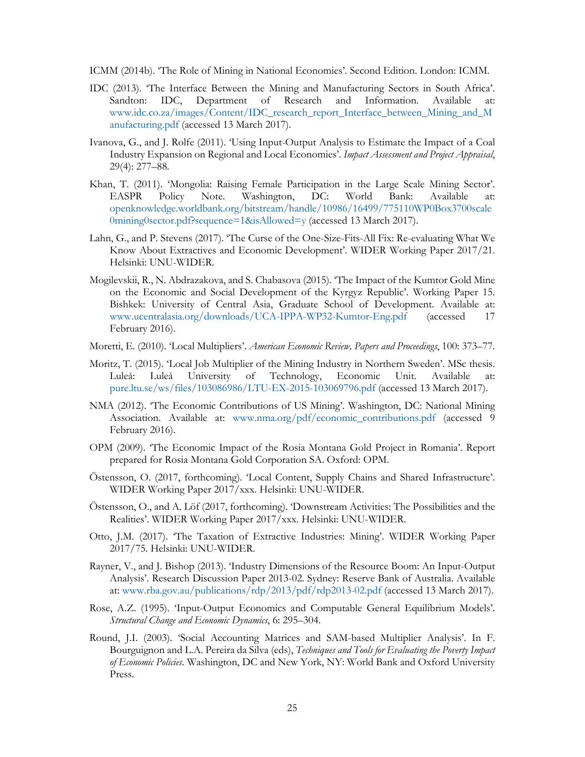ICMM (2014b). 'The Role of Mining in National Economies'. Second Edition. London: ICMM.

IDC (2013). 'The Interface Between the Mining and Manufacturing Sectors in South Africa'. Sandton: IDC, Department of Research and Information. Available at: www.idc.co.za/images/Content/IDC_research_report_Interface_between_Mining_and_Manufacturing.pdf (accessed 13 March 2017).

Ivanova, G., and J. Rolfe (2011). 'Using Input-Output Analysis to Estimate the Impact of a Coal Industry Expansion on Regional and Local Economies'. *Impact Assessment and Project Appraisal*, 29(4): 277–88.

Khan, T. (2011). 'Mongolia: Raising Female Participation in the Large Scale Mining Sector'. EASPR Policy Note. Washington, DC: World Bank: Available at: openknowledge.worldbank.org/bitstream/handle/10986/16499/775110WP0Box3700scale0mining0sector.pdf?sequence=1&isAllowed=y (accessed 13 March 2017).

Lahn, G., and P. Stevens (2017). 'The Curse of the One-Size-Fits-All Fix: Re-evaluating What We Know About Extractives and Economic Development'. WIDER Working Paper 2017/21. Helsinki: UNU-WIDER.

Mogilevskii, R., N. Abdrazakova, and S. Chabasova (2015). 'The Impact of the Kumtor Gold Mine on the Economic and Social Development of the Kyrgyz Republic'. Working Paper 15. Bishkek: University of Central Asia, Graduate School of Development. Available at: www.ucentralasia.org/downloads/UCA-IPPA-WP32-Kumtor-Eng.pdf (accessed 17 February 2016).

Moretti, E. (2010). 'Local Multipliers'. *American Economic Review, Papers and Proceedings*, 100: 373–77.

Moritz, T. (2015). 'Local Job Multiplier of the Mining Industry in Northern Sweden'. MSc thesis. Luleå: Luleå University of Technology, Economic Unit. Available at: pure.ltu.se/ws/files/103086986/LTU-EX-2015-103069796.pdf (accessed 13 March 2017).

NMA (2012). 'The Economic Contributions of US Mining'. Washington, DC: National Mining Association. Available at: www.nma.org/pdf/economic_contributions.pdf (accessed 9 February 2016).

OPM (2009). 'The Economic Impact of the Rosia Montana Gold Project in Romania'. Report prepared for Rosia Montana Gold Corporation SA. Oxford: OPM.

Östensson, O. (2017, forthcoming). 'Local Content, Supply Chains and Shared Infrastructure'. WIDER Working Paper 2017/xxx. Helsinki: UNU-WIDER.

Östensson, O., and A. Löf (2017, forthcoming). 'Downstream Activities: The Possibilities and the Realities'. WIDER Working Paper 2017/xxx. Helsinki: UNU-WIDER.

Otto, J.M. (2017). 'The Taxation of Extractive Industries: Mining'. WIDER Working Paper 2017/75. Helsinki: UNU-WIDER.

Rayner, V., and J. Bishop (2013). 'Industry Dimensions of the Resource Boom: An Input-Output Analysis'. Research Discussion Paper 2013-02. Sydney: Reserve Bank of Australia. Available at: www.rba.gov.au/publications/rdp/2013/pdf/rdp2013-02.pdf (accessed 13 March 2017).

Rose, A.Z. (1995). 'Input-Output Economics and Computable General Equilibrium Models'. *Structural Change and Economic Dynamics*, 6: 295–304.

Round, J.I. (2003). 'Social Accounting Matrices and SAM-based Multiplier Analysis'. In F. Bourguignon and L.A. Pereira da Silva (eds), *Techniques and Tools for Evaluating the Poverty Impact of Economic Policies*. Washington, DC and New York, NY: World Bank and Oxford University Press.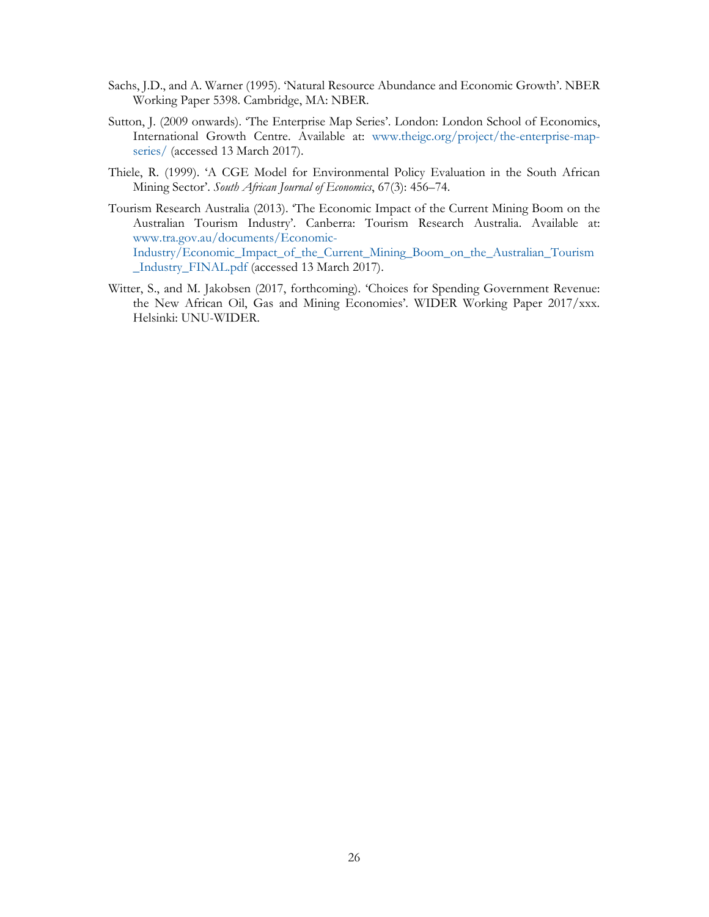Sachs, J.D., and A. Warner (1995). 'Natural Resource Abundance and Economic Growth'. NBER Working Paper 5398. Cambridge, MA: NBER.

Sutton, J. (2009 onwards). 'The Enterprise Map Series'. London: London School of Economics, International Growth Centre. Available at: www.theigc.org/project/the-enterprise-map-series/ (accessed 13 March 2017).

Thiele, R. (1999). 'A CGE Model for Environmental Policy Evaluation in the South African Mining Sector'. *South African Journal of Economics*, 67(3): 456–74.

Tourism Research Australia (2013). 'The Economic Impact of the Current Mining Boom on the Australian Tourism Industry'. Canberra: Tourism Research Australia. Available at: www.tra.gov.au/documents/Economic-Industry/Economic_Impact_of_the_Current_Mining_Boom_on_the_Australian_Tourism_Industry_FINAL.pdf (accessed 13 March 2017).

Witter, S., and M. Jakobsen (2017, forthcoming). 'Choices for Spending Government Revenue: the New African Oil, Gas and Mining Economies'. WIDER Working Paper 2017/xxx. Helsinki: UNU-WIDER.